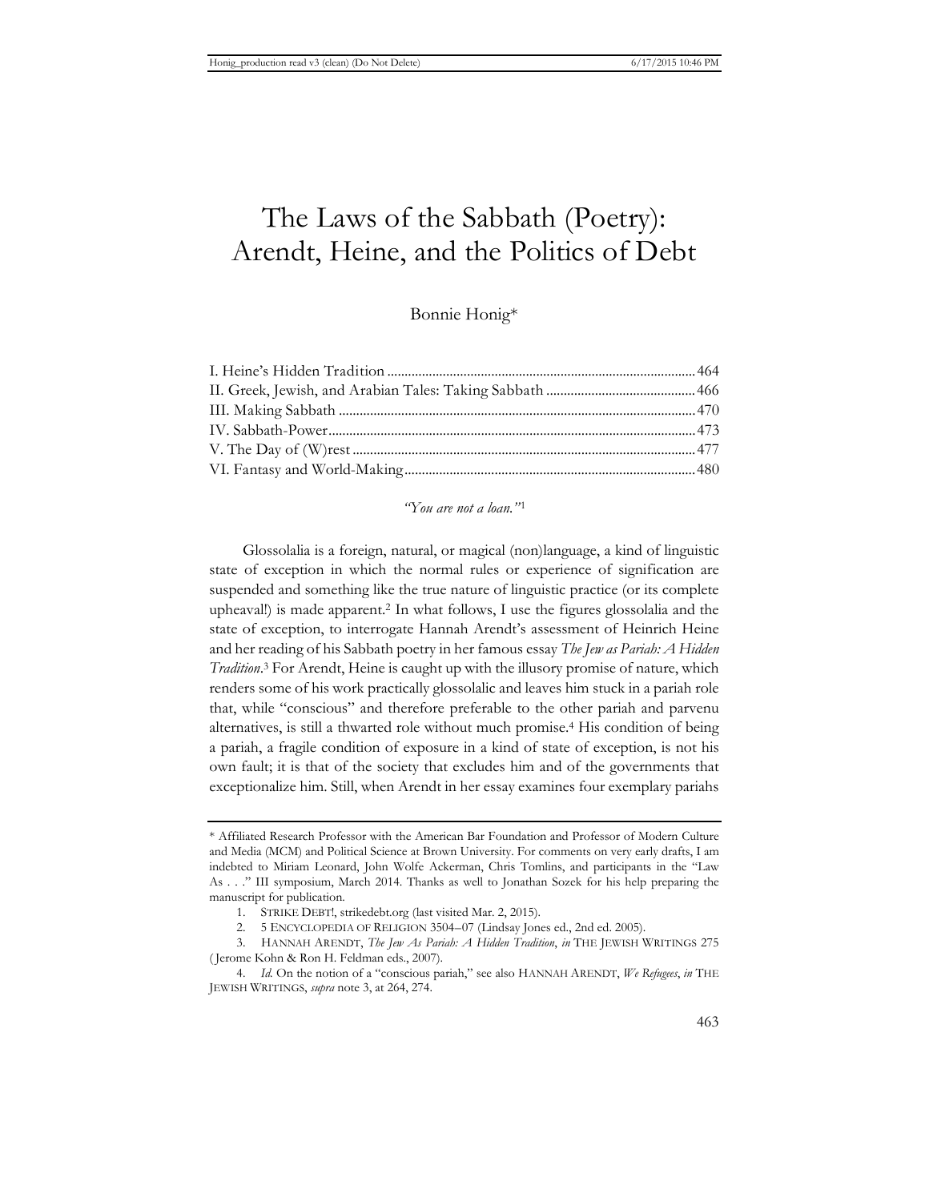# The Laws of the Sabbath (Poetry): Arendt, Heine, and the Politics of Debt

Bonnie Honig*

I. Heine's Hidden Tradition ........................................................................................ 464
II. Greek, Jewish, and Arabian Tales: Taking Sabbath ........................................... 466
III. Making Sabbath ...................................................................................................... 470
IV. Sabbath-Power ........................................................................................................ 473
V. The Day of (W)rest .................................................................................................. 477
VI. Fantasy and World-Making .................................................................................. 480

*"You are not a loan."*[1]

Glossolalia is a foreign, natural, or magical (non)language, a kind of linguistic state of exception in which the normal rules or experience of signification are suspended and something like the true nature of linguistic practice (or its complete upheaval!) is made apparent.[2] In what follows, I use the figures glossolalia and the state of exception, to interrogate Hannah Arendt's assessment of Heinrich Heine and her reading of his Sabbath poetry in her famous essay *The Jew as Pariah: A Hidden Tradition*.[3] For Arendt, Heine is caught up with the illusory promise of nature, which renders some of his work practically glossolalic and leaves him stuck in a pariah role that, while "conscious" and therefore preferable to the other pariah and parvenu alternatives, is still a thwarted role without much promise.[4] His condition of being a pariah, a fragile condition of exposure in a kind of state of exception, is not his own fault; it is that of the society that excludes him and of the governments that exceptionalize him. Still, when Arendt in her essay examines four exemplary pariahs

---

\* Affiliated Research Professor with the American Bar Foundation and Professor of Modern Culture and Media (MCM) and Political Science at Brown University. For comments on very early drafts, I am indebted to Miriam Leonard, John Wolfe Ackerman, Chris Tomlins, and participants in the "Law As . . ." III symposium, March 2014. Thanks as well to Jonathan Sozek for his help preparing the manuscript for publication.

1. STRIKE DEBT!, strikedebt.org (last visited Mar. 2, 2015).

2. 5 ENCYCLOPEDIA OF RELIGION 3504–07 (Lindsay Jones ed., 2nd ed. 2005).

3. HANNAH ARENDT, *The Jew As Pariah: A Hidden Tradition*, *in* THE JEWISH WRITINGS 275 (Jerome Kohn & Ron H. Feldman eds., 2007).

4. *Id.* On the notion of a "conscious pariah," see also HANNAH ARENDT, *We Refugees*, *in* THE JEWISH WRITINGS, *supra* note 3, at 264, 274.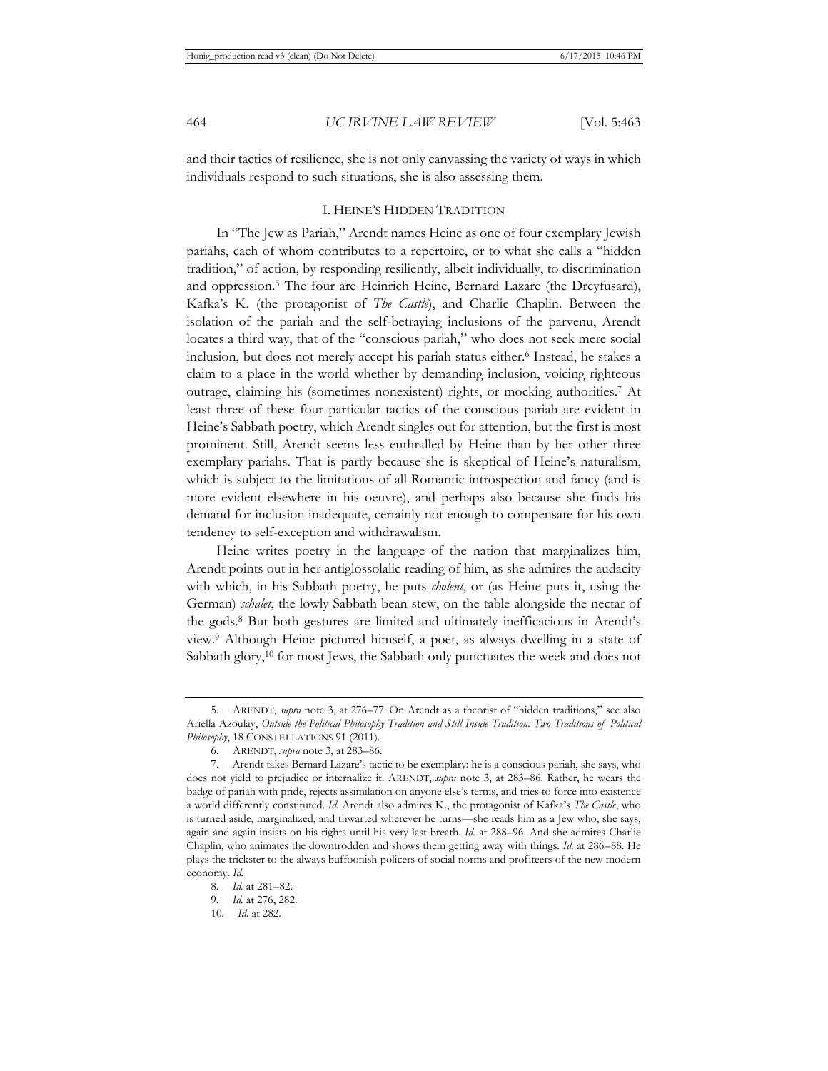and their tactics of resilience, she is not only canvassing the variety of ways in which individuals respond to such situations, she is also assessing them.

## I. HEINE'S HIDDEN TRADITION

In "The Jew as Pariah," Arendt names Heine as one of four exemplary Jewish pariahs, each of whom contributes to a repertoire, or to what she calls a "hidden tradition," of action, by responding resiliently, albeit individually, to discrimination and oppression.[5] The four are Heinrich Heine, Bernard Lazare (the Dreyfusard), Kafka's K. (the protagonist of *The Castle*), and Charlie Chaplin. Between the isolation of the pariah and the self-betraying inclusions of the parvenu, Arendt locates a third way, that of the "conscious pariah," who does not seek mere social inclusion, but does not merely accept his pariah status either.[6] Instead, he stakes a claim to a place in the world whether by demanding inclusion, voicing righteous outrage, claiming his (sometimes nonexistent) rights, or mocking authorities.[7] At least three of these four particular tactics of the conscious pariah are evident in Heine's Sabbath poetry, which Arendt singles out for attention, but the first is most prominent. Still, Arendt seems less enthralled by Heine than by her other three exemplary pariahs. That is partly because she is skeptical of Heine's naturalism, which is subject to the limitations of all Romantic introspection and fancy (and is more evident elsewhere in his oeuvre), and perhaps also because she finds his demand for inclusion inadequate, certainly not enough to compensate for his own tendency to self-exception and withdrawalism.

Heine writes poetry in the language of the nation that marginalizes him, Arendt points out in her antiglossolalic reading of him, as she admires the audacity with which, in his Sabbath poetry, he puts *cholent*, or (as Heine puts it, using the German) *schalet*, the lowly Sabbath bean stew, on the table alongside the nectar of the gods.[8] But both gestures are limited and ultimately inefficacious in Arendt's view.[9] Although Heine pictured himself, a poet, as always dwelling in a state of Sabbath glory,[10] for most Jews, the Sabbath only punctuates the week and does not

---

5. ARENDT, *supra* note 3, at 276–77. On Arendt as a theorist of "hidden traditions," see also Ariella Azoulay, *Outside the Political Philosophy Tradition and Still Inside Tradition: Two Traditions of Political Philosophy*, 18 CONSTELLATIONS 91 (2011).

6. ARENDT, *supra* note 3, at 283–86.

7. Arendt takes Bernard Lazare's tactic to be exemplary: he is a conscious pariah, she says, who does not yield to prejudice or internalize it. ARENDT, *supra* note 3, at 283–86. Rather, he wears the badge of pariah with pride, rejects assimilation on anyone else's terms, and tries to force into existence a world differently constituted. *Id.* Arendt also admires K., the protagonist of Kafka's *The Castle*, who is turned aside, marginalized, and thwarted wherever he turns—she reads him as a Jew who, she says, again and again insists on his rights until his very last breath. *Id.* at 288–96. And she admires Charlie Chaplin, who animates the downtrodden and shows them getting away with things. *Id.* at 286–88. He plays the trickster to the always buffoonish policers of social norms and profiteers of the new modern economy. *Id.*

8. *Id.* at 281–82.

9. *Id.* at 276, 282.

10. *Id.* at 282.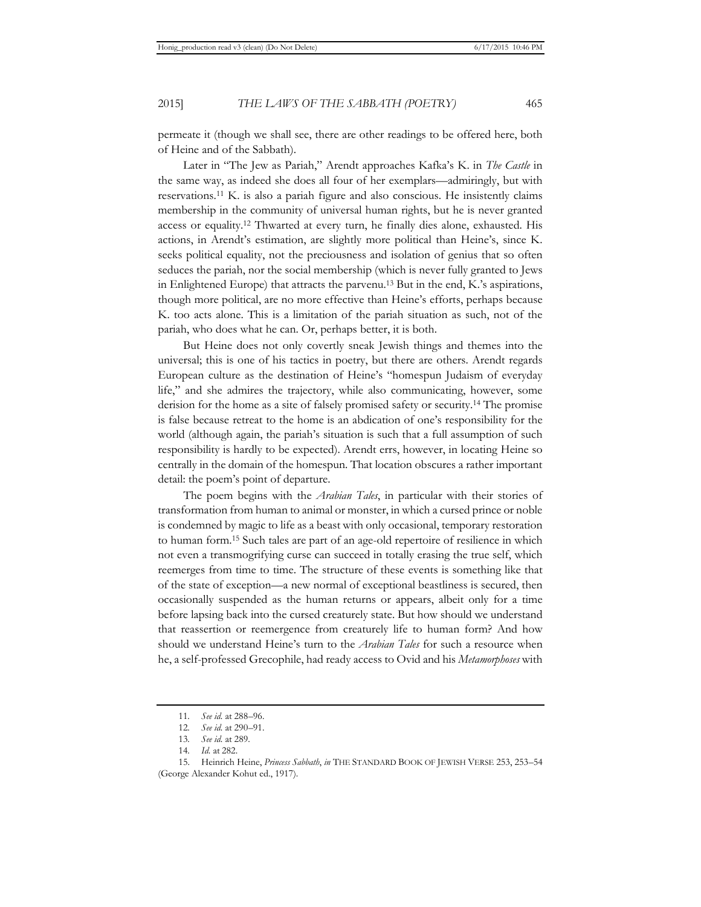permeate it (though we shall see, there are other readings to be offered here, both of Heine and of the Sabbath).

Later in "The Jew as Pariah," Arendt approaches Kafka's K. in *The Castle* in the same way, as indeed she does all four of her exemplars—admiringly, but with reservations.[11] K. is also a pariah figure and also conscious. He insistently claims membership in the community of universal human rights, but he is never granted access or equality.[12] Thwarted at every turn, he finally dies alone, exhausted. His actions, in Arendt's estimation, are slightly more political than Heine's, since K. seeks political equality, not the preciousness and isolation of genius that so often seduces the pariah, nor the social membership (which is never fully granted to Jews in Enlightened Europe) that attracts the parvenu.[13] But in the end, K.'s aspirations, though more political, are no more effective than Heine's efforts, perhaps because K. too acts alone. This is a limitation of the pariah situation as such, not of the pariah, who does what he can. Or, perhaps better, it is both.

But Heine does not only covertly sneak Jewish things and themes into the universal; this is one of his tactics in poetry, but there are others. Arendt regards European culture as the destination of Heine's "homespun Judaism of everyday life," and she admires the trajectory, while also communicating, however, some derision for the home as a site of falsely promised safety or security.[14] The promise is false because retreat to the home is an abdication of one's responsibility for the world (although again, the pariah's situation is such that a full assumption of such responsibility is hardly to be expected). Arendt errs, however, in locating Heine so centrally in the domain of the homespun. That location obscures a rather important detail: the poem's point of departure.

The poem begins with the *Arabian Tales*, in particular with their stories of transformation from human to animal or monster, in which a cursed prince or noble is condemned by magic to life as a beast with only occasional, temporary restoration to human form.[15] Such tales are part of an age-old repertoire of resilience in which not even a transmogrifying curse can succeed in totally erasing the true self, which reemerges from time to time. The structure of these events is something like that of the state of exception—a new normal of exceptional beastliness is secured, then occasionally suspended as the human returns or appears, albeit only for a time before lapsing back into the cursed creaturely state. But how should we understand that reassertion or reemergence from creaturely life to human form? And how should we understand Heine's turn to the *Arabian Tales* for such a resource when he, a self-professed Grecophile, had ready access to Ovid and his *Metamorphoses* with

---

11. *See id.* at 288–96.

12. *See id.* at 290–91.

13. *See id.* at 289.

14. *Id.* at 282.

15. Heinrich Heine, *Princess Sabbath*, *in* THE STANDARD BOOK OF JEWISH VERSE 253, 253–54 (George Alexander Kohut ed., 1917).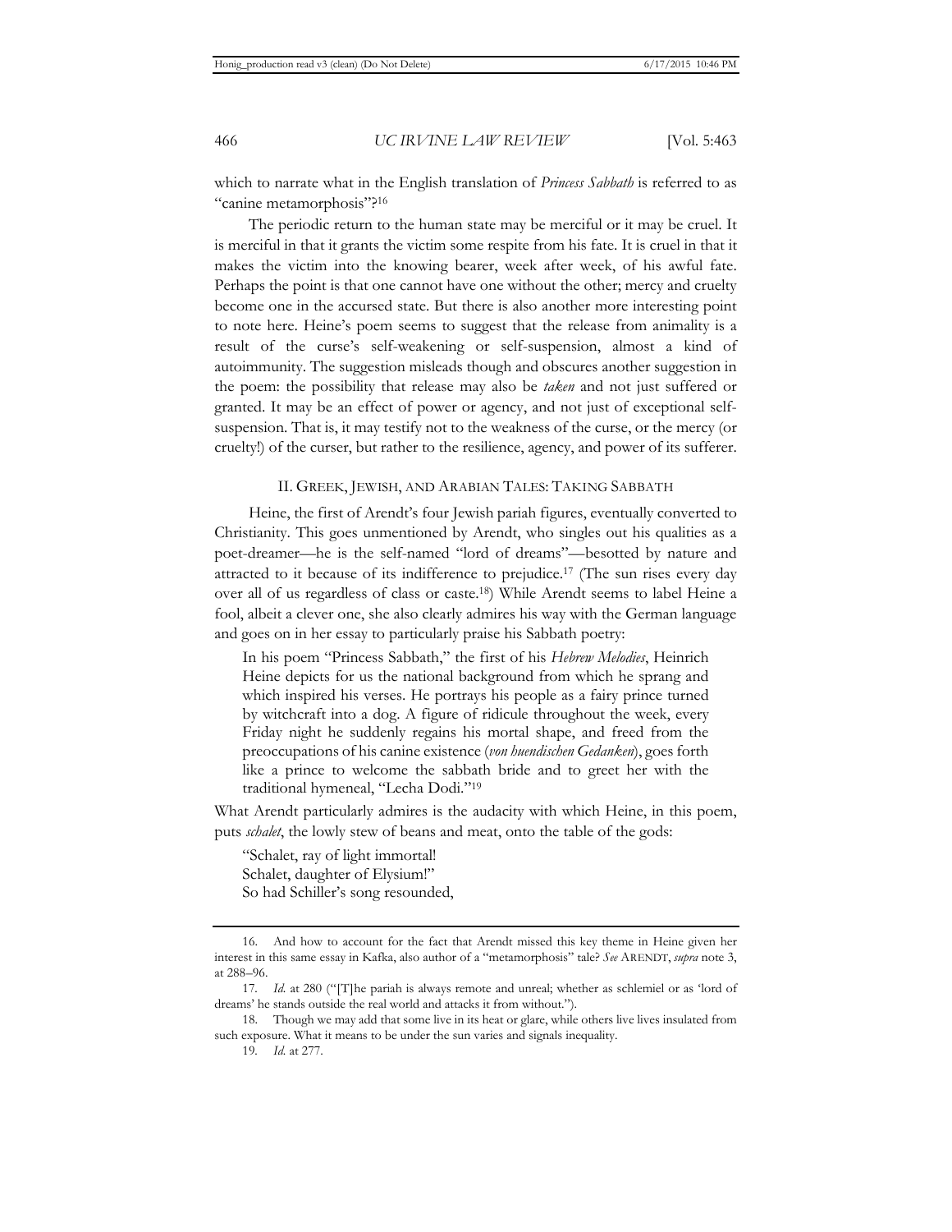which to narrate what in the English translation of *Princess Sabbath* is referred to as "canine metamorphosis"?[16]

The periodic return to the human state may be merciful or it may be cruel. It is merciful in that it grants the victim some respite from his fate. It is cruel in that it makes the victim into the knowing bearer, week after week, of his awful fate. Perhaps the point is that one cannot have one without the other; mercy and cruelty become one in the accursed state. But there is also another more interesting point to note here. Heine's poem seems to suggest that the release from animality is a result of the curse's self-weakening or self-suspension, almost a kind of autoimmunity. The suggestion misleads though and obscures another suggestion in the poem: the possibility that release may also be *taken* and not just suffered or granted. It may be an effect of power or agency, and not just of exceptional self-suspension. That is, it may testify not to the weakness of the curse, or the mercy (or cruelty!) of the curser, but rather to the resilience, agency, and power of its sufferer.

## II. Greek, Jewish, and Arabian Tales: Taking Sabbath

Heine, the first of Arendt's four Jewish pariah figures, eventually converted to Christianity. This goes unmentioned by Arendt, who singles out his qualities as a poet-dreamer—he is the self-named "lord of dreams"—besotted by nature and attracted to it because of its indifference to prejudice.[17] (The sun rises every day over all of us regardless of class or caste.[18]) While Arendt seems to label Heine a fool, albeit a clever one, she also clearly admires his way with the German language and goes on in her essay to particularly praise his Sabbath poetry:

> In his poem "Princess Sabbath," the first of his *Hebrew Melodies*, Heinrich Heine depicts for us the national background from which he sprang and which inspired his verses. He portrays his people as a fairy prince turned by witchcraft into a dog. A figure of ridicule throughout the week, every Friday night he suddenly regains his mortal shape, and freed from the preoccupations of his canine existence (*von huendischen Gedanken*), goes forth like a prince to welcome the sabbath bride and to greet her with the traditional hymeneal, "Lecha Dodi."[19]

What Arendt particularly admires is the audacity with which Heine, in this poem, puts *schalet*, the lowly stew of beans and meat, onto the table of the gods:

> "Schalet, ray of light immortal!
> Schalet, daughter of Elysium!"
> So had Schiller's song resounded,

---

16. And how to account for the fact that Arendt missed this key theme in Heine given her interest in this same essay in Kafka, also author of a "metamorphosis" tale? *See* ARENDT, *supra* note 3, at 288–96.

17. *Id.* at 280 ("[T]he pariah is always remote and unreal; whether as schlemiel or as 'lord of dreams' he stands outside the real world and attacks it from without.").

18. Though we may add that some live in its heat or glare, while others live lives insulated from such exposure. What it means to be under the sun varies and signals inequality.

19. *Id.* at 277.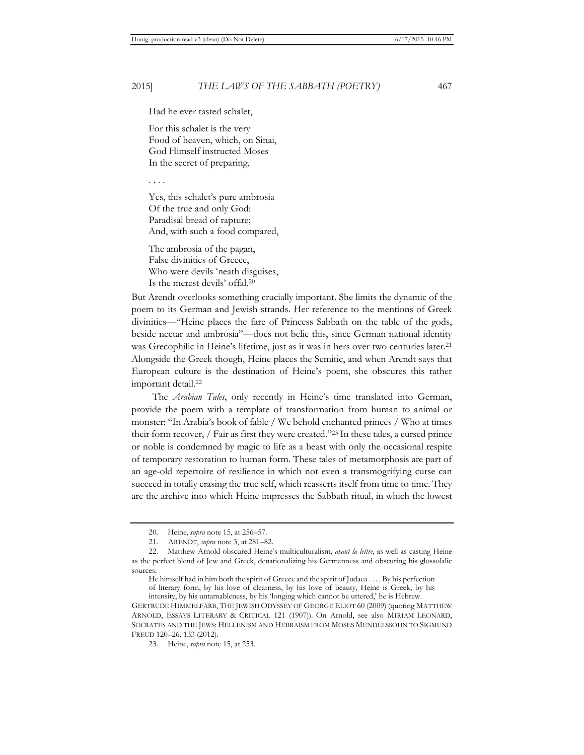Had he ever tasted schalet,

For this schalet is the very
Food of heaven, which, on Sinai,
God Himself instructed Moses
In the secret of preparing,

. . . .

Yes, this schalet's pure ambrosia
Of the true and only God:
Paradisal bread of rapture;
And, with such a food compared,

The ambrosia of the pagan,
False divinities of Greece,
Who were devils 'neath disguises,
Is the merest devils' offal.[20]

But Arendt overlooks something crucially important. She limits the dynamic of the poem to its German and Jewish strands. Her reference to the mentions of Greek divinities—"Heine places the fare of Princess Sabbath on the table of the gods, beside nectar and ambrosia"—does not belie this, since German national identity was Grecophilic in Heine's lifetime, just as it was in hers over two centuries later.[21] Alongside the Greek though, Heine places the Semitic, and when Arendt says that European culture is the destination of Heine's poem, she obscures this rather important detail.[22]

The *Arabian Tales*, only recently in Heine's time translated into German, provide the poem with a template of transformation from human to animal or monster: "In Arabia's book of fable / We behold enchanted princes / Who at times their form recover, / Fair as first they were created."[23] In these tales, a cursed prince or noble is condemned by magic to life as a beast with only the occasional respite of temporary restoration to human form. These tales of metamorphosis are part of an age-old repertoire of resilience in which not even a transmogrifying curse can succeed in totally erasing the true self, which reasserts itself from time to time. They are the archive into which Heine impresses the Sabbath ritual, in which the lowest

---

20. Heine, *supra* note 15, at 256–57.

21. ARENDT, *supra* note 3, at 281–82.

22. Matthew Arnold obscured Heine's multiculturalism, *avant la lettre*, as well as casting Heine as the perfect blend of Jew and Greek, denationalizing his Germanness and obscuring his glossolalic sources:

> He himself had in him both the spirit of Greece and the spirit of Judaea . . . . By his perfection of literary form, by his love of clearness, by his love of beauty, Heine is Greek; by his intensity, by his untamableness, by his 'longing which cannot be uttered,' he is Hebrew.

GERTRUDE HIMMELFARB, THE JEWISH ODYSSEY OF GEORGE ELIOT 60 (2009) (quoting MATTHEW ARNOLD, ESSAYS LITERARY & CRITICAL 121 (1907)). On Arnold, see also MIRIAM LEONARD, SOCRATES AND THE JEWS: HELLENISM AND HEBRAISM FROM MOSES MENDELSSOHN TO SIGMUND FREUD 120–26, 133 (2012).

23. Heine, *supra* note 15, at 253.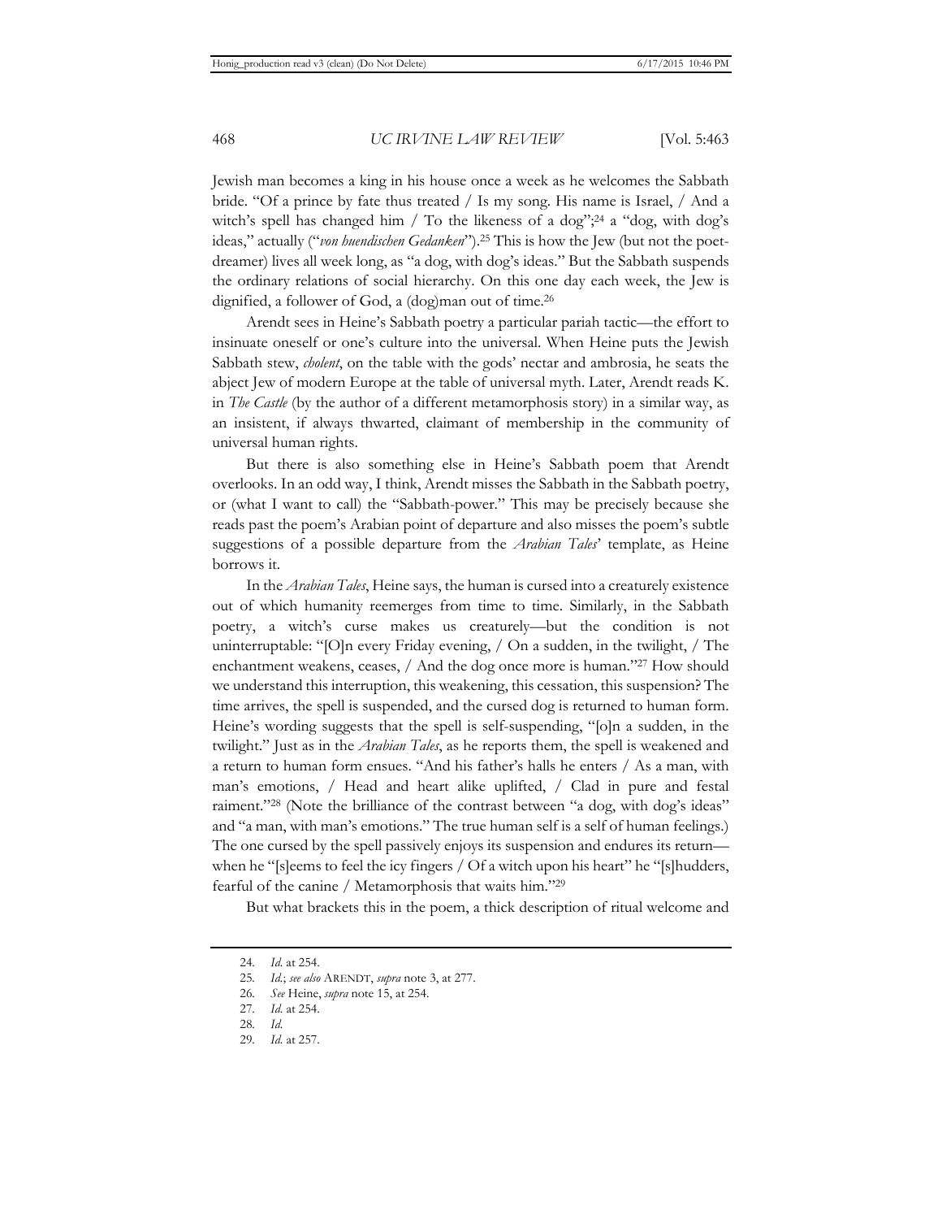Jewish man becomes a king in his house once a week as he welcomes the Sabbath bride. "Of a prince by fate thus treated / Is my song. His name is Israel, / And a witch's spell has changed him / To the likeness of a dog";[24] a "dog, with dog's ideas," actually ("*von huendischen Gedanken*").[25] This is how the Jew (but not the poet-dreamer) lives all week long, as "a dog, with dog's ideas." But the Sabbath suspends the ordinary relations of social hierarchy. On this one day each week, the Jew is dignified, a follower of God, a (dog)man out of time.[26]

Arendt sees in Heine's Sabbath poetry a particular pariah tactic—the effort to insinuate oneself or one's culture into the universal. When Heine puts the Jewish Sabbath stew, *cholent*, on the table with the gods' nectar and ambrosia, he seats the abject Jew of modern Europe at the table of universal myth. Later, Arendt reads K. in *The Castle* (by the author of a different metamorphosis story) in a similar way, as an insistent, if always thwarted, claimant of membership in the community of universal human rights.

But there is also something else in Heine's Sabbath poem that Arendt overlooks. In an odd way, I think, Arendt misses the Sabbath in the Sabbath poetry, or (what I want to call) the "Sabbath-power." This may be precisely because she reads past the poem's Arabian point of departure and also misses the poem's subtle suggestions of a possible departure from the *Arabian Tales*' template, as Heine borrows it.

In the *Arabian Tales*, Heine says, the human is cursed into a creaturely existence out of which humanity reemerges from time to time. Similarly, in the Sabbath poetry, a witch's curse makes us creaturely—but the condition is not uninterruptable: "[O]n every Friday evening, / On a sudden, in the twilight, / The enchantment weakens, ceases, / And the dog once more is human."[27] How should we understand this interruption, this weakening, this cessation, this suspension? The time arrives, the spell is suspended, and the cursed dog is returned to human form. Heine's wording suggests that the spell is self-suspending, "[o]n a sudden, in the twilight." Just as in the *Arabian Tales*, as he reports them, the spell is weakened and a return to human form ensues. "And his father's halls he enters / As a man, with man's emotions, / Head and heart alike uplifted, / Clad in pure and festal raiment."[28] (Note the brilliance of the contrast between "a dog, with dog's ideas" and "a man, with man's emotions." The true human self is a self of human feelings.) The one cursed by the spell passively enjoys its suspension and endures its return—when he "[s]eems to feel the icy fingers / Of a witch upon his heart" he "[s]hudders, fearful of the canine / Metamorphosis that waits him."[29]

But what brackets this in the poem, a thick description of ritual welcome and

---

24. *Id.* at 254.
25. *Id.*; *see also* ARENDT, *supra* note 3, at 277.
26. *See* Heine, *supra* note 15, at 254.
27. *Id.* at 254.
28. *Id.*
29. *Id.* at 257.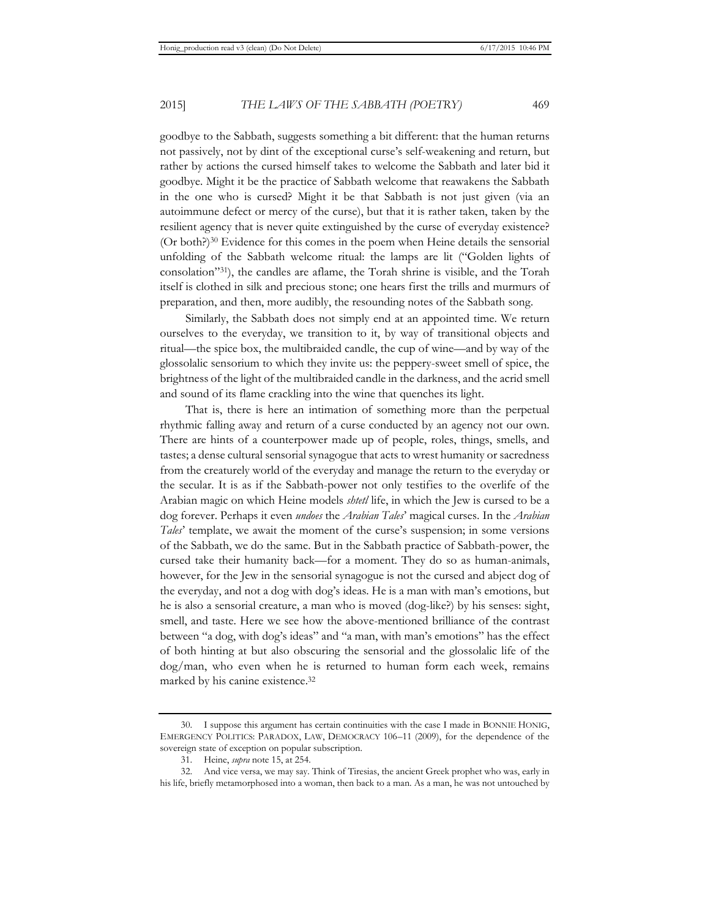goodbye to the Sabbath, suggests something a bit different: that the human returns not passively, not by dint of the exceptional curse's self-weakening and return, but rather by actions the cursed himself takes to welcome the Sabbath and later bid it goodbye. Might it be the practice of Sabbath welcome that reawakens the Sabbath in the one who is cursed? Might it be that Sabbath is not just given (via an autoimmune defect or mercy of the curse), but that it is rather taken, taken by the resilient agency that is never quite extinguished by the curse of everyday existence? (Or both?)[30] Evidence for this comes in the poem when Heine details the sensorial unfolding of the Sabbath welcome ritual: the lamps are lit ("Golden lights of consolation"[31]), the candles are aflame, the Torah shrine is visible, and the Torah itself is clothed in silk and precious stone; one hears first the trills and murmurs of preparation, and then, more audibly, the resounding notes of the Sabbath song.

Similarly, the Sabbath does not simply end at an appointed time. We return ourselves to the everyday, we transition to it, by way of transitional objects and ritual—the spice box, the multibraided candle, the cup of wine—and by way of the glossolalic sensorium to which they invite us: the peppery-sweet smell of spice, the brightness of the light of the multibraided candle in the darkness, and the acrid smell and sound of its flame crackling into the wine that quenches its light.

That is, there is here an intimation of something more than the perpetual rhythmic falling away and return of a curse conducted by an agency not our own. There are hints of a counterpower made up of people, roles, things, smells, and tastes; a dense cultural sensorial synagogue that acts to wrest humanity or sacredness from the creaturely world of the everyday and manage the return to the everyday or the secular. It is as if the Sabbath-power not only testifies to the overlife of the Arabian magic on which Heine models *shtetl* life, in which the Jew is cursed to be a dog forever. Perhaps it even *undoes* the *Arabian Tales*' magical curses. In the *Arabian Tales*' template, we await the moment of the curse's suspension; in some versions of the Sabbath, we do the same. But in the Sabbath practice of Sabbath-power, the cursed take their humanity back—for a moment. They do so as human-animals, however, for the Jew in the sensorial synagogue is not the cursed and abject dog of the everyday, and not a dog with dog's ideas. He is a man with man's emotions, but he is also a sensorial creature, a man who is moved (dog-like?) by his senses: sight, smell, and taste. Here we see how the above-mentioned brilliance of the contrast between "a dog, with dog's ideas" and "a man, with man's emotions" has the effect of both hinting at but also obscuring the sensorial and the glossolalic life of the dog/man, who even when he is returned to human form each week, remains marked by his canine existence.[32]

---

30. I suppose this argument has certain continuities with the case I made in BONNIE HONIG, EMERGENCY POLITICS: PARADOX, LAW, DEMOCRACY 106–11 (2009), for the dependence of the sovereign state of exception on popular subscription.

31. Heine, *supra* note 15, at 254.

32. And vice versa, we may say. Think of Tiresias, the ancient Greek prophet who was, early in his life, briefly metamorphosed into a woman, then back to a man. As a man, he was not untouched by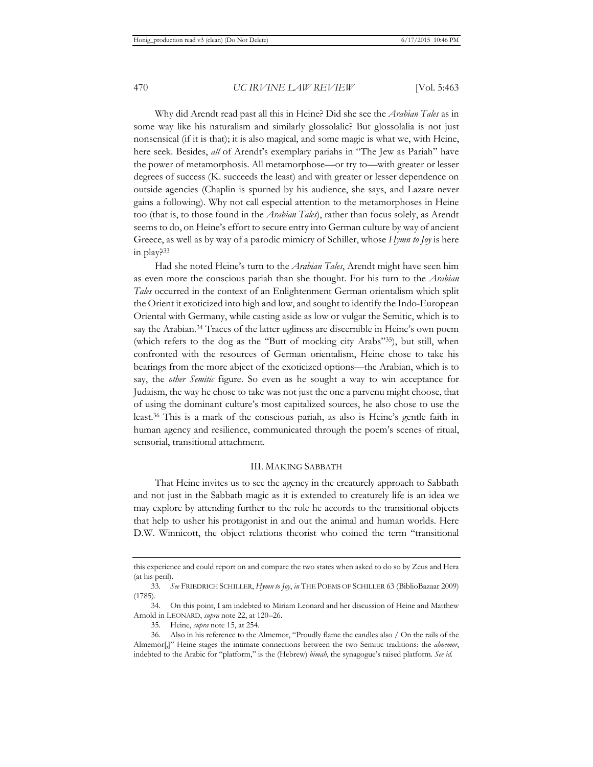Why did Arendt read past all this in Heine? Did she see the *Arabian Tales* as in some way like his naturalism and similarly glossolalic? But glossolalia is not just nonsensical (if it is that); it is also magical, and some magic is what we, with Heine, here seek. Besides, *all* of Arendt's exemplary pariahs in "The Jew as Pariah" have the power of metamorphosis. All metamorphose—or try to—with greater or lesser degrees of success (K. succeeds the least) and with greater or lesser dependence on outside agencies (Chaplin is spurned by his audience, she says, and Lazare never gains a following). Why not call especial attention to the metamorphoses in Heine too (that is, to those found in the *Arabian Tales*), rather than focus solely, as Arendt seems to do, on Heine's effort to secure entry into German culture by way of ancient Greece, as well as by way of a parodic mimicry of Schiller, whose *Hymn to Joy* is here in play?[33]

Had she noted Heine's turn to the *Arabian Tales*, Arendt might have seen him as even more the conscious pariah than she thought. For his turn to the *Arabian Tales* occurred in the context of an Enlightenment German orientalism which split the Orient it exoticized into high and low, and sought to identify the Indo-European Oriental with Germany, while casting aside as low or vulgar the Semitic, which is to say the Arabian.[34] Traces of the latter ugliness are discernible in Heine's own poem (which refers to the dog as the "Butt of mocking city Arabs"[35]), but still, when confronted with the resources of German orientalism, Heine chose to take his bearings from the more abject of the exoticized options—the Arabian, which is to say, the *other Semitic* figure. So even as he sought a way to win acceptance for Judaism, the way he chose to take was not just the one a parvenu might choose, that of using the dominant culture's most capitalized sources, he also chose to use the least.[36] This is a mark of the conscious pariah, as also is Heine's gentle faith in human agency and resilience, communicated through the poem's scenes of ritual, sensorial, transitional attachment.

## III. MAKING SABBATH

That Heine invites us to see the agency in the creaturely approach to Sabbath and not just in the Sabbath magic as it is extended to creaturely life is an idea we may explore by attending further to the role he accords to the transitional objects that help to usher his protagonist in and out the animal and human worlds. Here D.W. Winnicott, the object relations theorist who coined the term "transitional

---

this experience and could report on and compare the two states when asked to do so by Zeus and Hera (at his peril).

33. *See* FRIEDRICH SCHILLER, *Hymn to Joy*, *in* THE POEMS OF SCHILLER 63 (BiblioBazaar 2009) (1785).

34. On this point, I am indebted to Miriam Leonard and her discussion of Heine and Matthew Arnold in LEONARD, *supra* note 22, at 120–26.

35. Heine, *supra* note 15, at 254.

36. Also in his reference to the Almemor, "Proudly flame the candles also / On the rails of the Almemor[,]" Heine stages the intimate connections between the two Semitic traditions: the *almemor*, indebted to the Arabic for "platform," is the (Hebrew) *bimah*, the synagogue's raised platform. *See id.*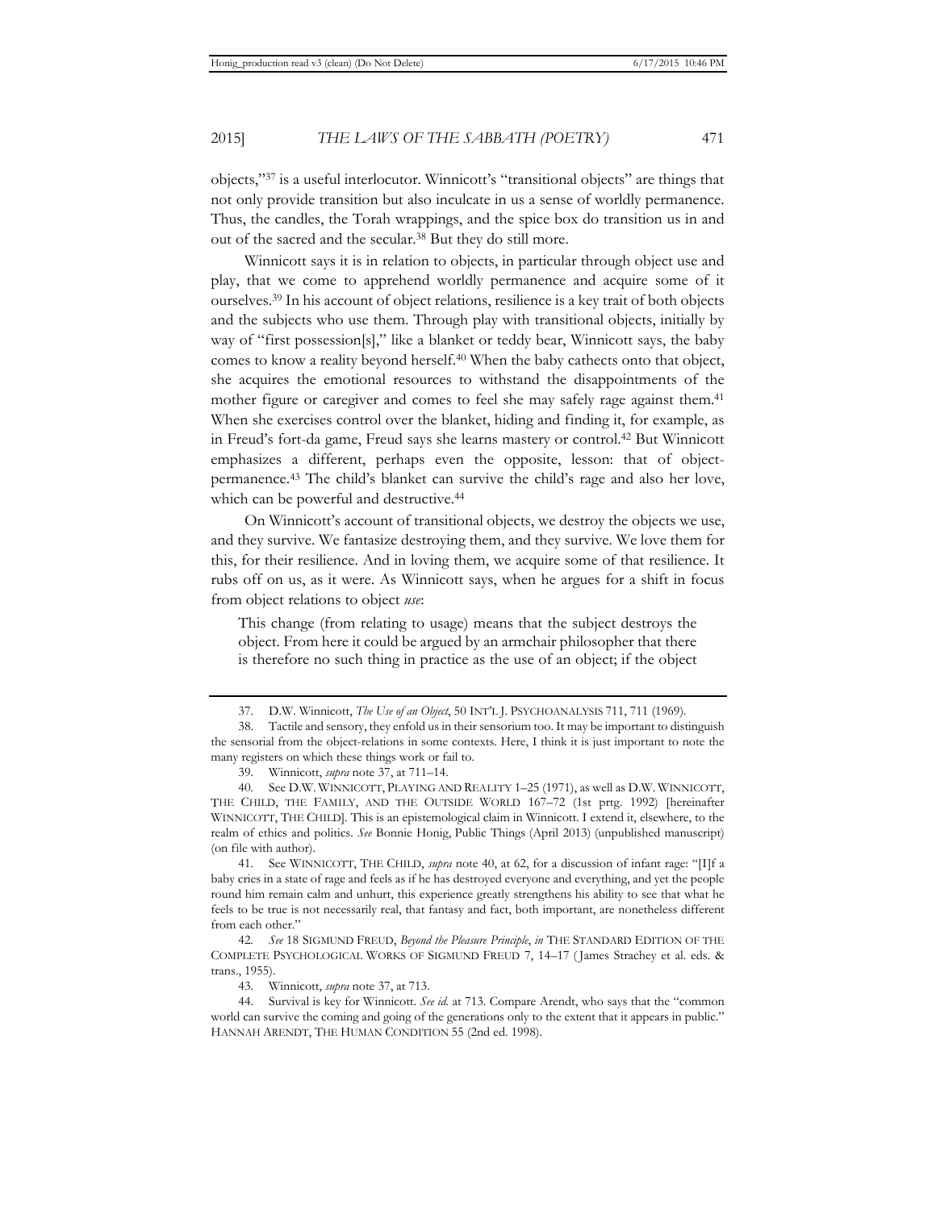objects,"[37] is a useful interlocutor. Winnicott's "transitional objects" are things that not only provide transition but also inculcate in us a sense of worldly permanence. Thus, the candles, the Torah wrappings, and the spice box do transition us in and out of the sacred and the secular.[38] But they do still more.

Winnicott says it is in relation to objects, in particular through object use and play, that we come to apprehend worldly permanence and acquire some of it ourselves.[39] In his account of object relations, resilience is a key trait of both objects and the subjects who use them. Through play with transitional objects, initially by way of "first possession[s]," like a blanket or teddy bear, Winnicott says, the baby comes to know a reality beyond herself.[40] When the baby cathects onto that object, she acquires the emotional resources to withstand the disappointments of the mother figure or caregiver and comes to feel she may safely rage against them.[41] When she exercises control over the blanket, hiding and finding it, for example, as in Freud's fort-da game, Freud says she learns mastery or control.[42] But Winnicott emphasizes a different, perhaps even the opposite, lesson: that of object-permanence.[43] The child's blanket can survive the child's rage and also her love, which can be powerful and destructive.[44]

On Winnicott's account of transitional objects, we destroy the objects we use, and they survive. We fantasize destroying them, and they survive. We love them for this, for their resilience. And in loving them, we acquire some of that resilience. It rubs off on us, as it were. As Winnicott says, when he argues for a shift in focus from object relations to object *use*:

> This change (from relating to usage) means that the subject destroys the object. From here it could be argued by an armchair philosopher that there is therefore no such thing in practice as the use of an object; if the object

---

37. D.W. Winnicott, *The Use of an Object*, 50 INT'L J. PSYCHOANALYSIS 711, 711 (1969).

38. Tactile and sensory, they enfold us in their sensorium too. It may be important to distinguish the sensorial from the object-relations in some contexts. Here, I think it is just important to note the many registers on which these things work or fail to.

39. Winnicott, *supra* note 37, at 711–14.

40. See D.W. WINNICOTT, PLAYING AND REALITY 1–25 (1971), as well as D.W. WINNICOTT, THE CHILD, THE FAMILY, AND THE OUTSIDE WORLD 167–72 (1st prtg. 1992) [hereinafter WINNICOTT, THE CHILD]. This is an epistemological claim in Winnicott. I extend it, elsewhere, to the realm of ethics and politics. *See* Bonnie Honig, Public Things (April 2013) (unpublished manuscript) (on file with author).

41. See WINNICOTT, THE CHILD, *supra* note 40, at 62, for a discussion of infant rage: "[I]f a baby cries in a state of rage and feels as if he has destroyed everyone and everything, and yet the people round him remain calm and unhurt, this experience greatly strengthens his ability to see that what he feels to be true is not necessarily real, that fantasy and fact, both important, are nonetheless different from each other."

42. *See* 18 SIGMUND FREUD, *Beyond the Pleasure Principle*, *in* THE STANDARD EDITION OF THE COMPLETE PSYCHOLOGICAL WORKS OF SIGMUND FREUD 7, 14–17 (James Strachey et al. eds. & trans., 1955).

43. Winnicott, *supra* note 37, at 713.

44. Survival is key for Winnicott. *See id.* at 713. Compare Arendt, who says that the "common world can survive the coming and going of the generations only to the extent that it appears in public." HANNAH ARENDT, THE HUMAN CONDITION 55 (2nd ed. 1998).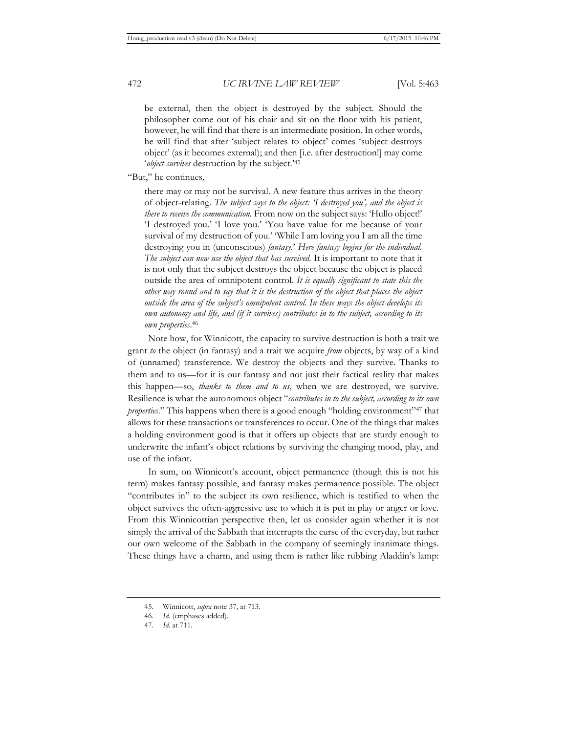> be external, then the object is destroyed by the subject. Should the philosopher come out of his chair and sit on the floor with his patient, however, he will find that there is an intermediate position. In other words, he will find that after 'subject relates to object' comes 'subject destroys object' (as it becomes external); and then [i.e. after destruction!] may come '*object survives* destruction by the subject.'[45]

"But," he continues,

> there may or may not be survival. A new feature thus arrives in the theory of object-relating. *The subject says to the object: 'I destroyed you', and the object is there to receive the communication.* From now on the subject says: 'Hullo object!' 'I destroyed you.' 'I love you.' 'You have value for me because of your survival of my destruction of you.' 'While I am loving you I am all the time destroying you in (unconscious) *fantasy*.' *Here fantasy begins for the individual. The subject can now use the object that has survived.* It is important to note that it is not only that the subject destroys the object because the object is placed outside the area of omnipotent control. *It is equally significant to state this the other way round and to say that it is the destruction of the object that places the object outside the area of the subject's omnipotent control. In these ways the object develops its own autonomy and life, and (if it survives) contributes in to the subject, according to its own properties*.[46]

Note how, for Winnicott, the capacity to survive destruction is both a trait we grant *to* the object (in fantasy) and a trait we acquire *from* objects, by way of a kind of (unnamed) transference. We destroy the objects and they survive. Thanks to them and to us—for it is our fantasy and not just their factical reality that makes this happen—so, *thanks to them and to us*, when we are destroyed, we survive. Resilience is what the autonomous object "*contributes in to the subject, according to its own properties*." This happens when there is a good enough "holding environment"[47] that allows for these transactions or transferences to occur. One of the things that makes a holding environment good is that it offers up objects that are sturdy enough to underwrite the infant's object relations by surviving the changing mood, play, and use of the infant.

In sum, on Winnicott's account, object permanence (though this is not his term) makes fantasy possible, and fantasy makes permanence possible. The object "contributes in" to the subject its own resilience, which is testified to when the object survives the often-aggressive use to which it is put in play or anger or love. From this Winnicottian perspective then, let us consider again whether it is not simply the arrival of the Sabbath that interrupts the curse of the everyday, but rather our own welcome of the Sabbath in the company of seemingly inanimate things. These things have a charm, and using them is rather like rubbing Aladdin's lamp:

45. Winnicott, *supra* note 37, at 713.

46. *Id.* (emphases added).

47. *Id.* at 711.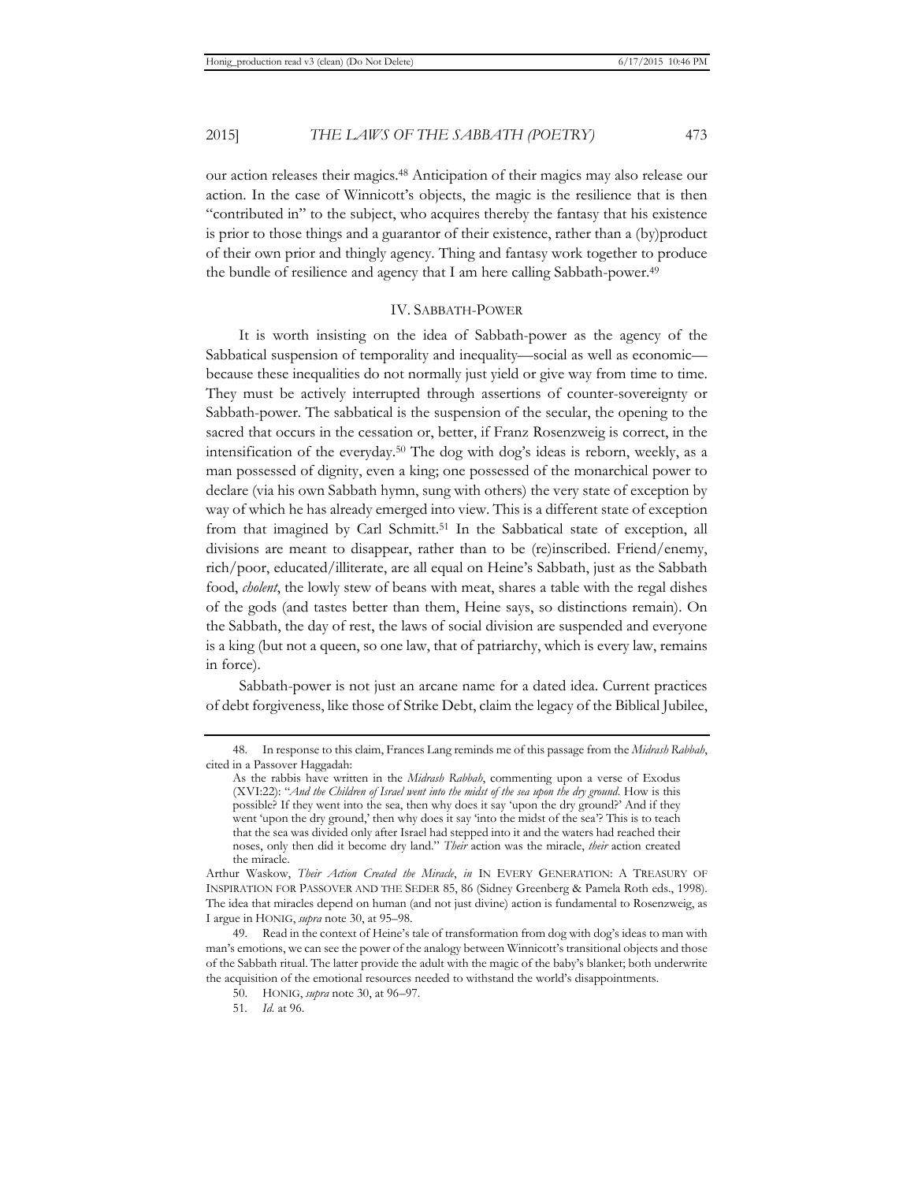our action releases their magics.[48] Anticipation of their magics may also release our action. In the case of Winnicott's objects, the magic is the resilience that is then "contributed in" to the subject, who acquires thereby the fantasy that his existence is prior to those things and a guarantor of their existence, rather than a (by)product of their own prior and thingly agency. Thing and fantasy work together to produce the bundle of resilience and agency that I am here calling Sabbath-power.[49]

## IV. SABBATH-POWER

It is worth insisting on the idea of Sabbath-power as the agency of the Sabbatical suspension of temporality and inequality—social as well as economic—because these inequalities do not normally just yield or give way from time to time. They must be actively interrupted through assertions of counter-sovereignty or Sabbath-power. The sabbatical is the suspension of the secular, the opening to the sacred that occurs in the cessation or, better, if Franz Rosenzweig is correct, in the intensification of the everyday.[50] The dog with dog's ideas is reborn, weekly, as a man possessed of dignity, even a king; one possessed of the monarchical power to declare (via his own Sabbath hymn, sung with others) the very state of exception by way of which he has already emerged into view. This is a different state of exception from that imagined by Carl Schmitt.[51] In the Sabbatical state of exception, all divisions are meant to disappear, rather than to be (re)inscribed. Friend/enemy, rich/poor, educated/illiterate, are all equal on Heine's Sabbath, just as the Sabbath food, *cholent*, the lowly stew of beans with meat, shares a table with the regal dishes of the gods (and tastes better than them, Heine says, so distinctions remain). On the Sabbath, the day of rest, the laws of social division are suspended and everyone is a king (but not a queen, so one law, that of patriarchy, which is every law, remains in force).

Sabbath-power is not just an arcane name for a dated idea. Current practices of debt forgiveness, like those of Strike Debt, claim the legacy of the Biblical Jubilee,

---

48. In response to this claim, Frances Lang reminds me of this passage from the *Midrash Rabbah*, cited in a Passover Haggadah:

> As the rabbis have written in the *Midrash Rabbah*, commenting upon a verse of Exodus (XVI:22): "*And the Children of Israel went into the midst of the sea upon the dry ground.* How is this possible? If they went into the sea, then why does it say 'upon the dry ground?' And if they went 'upon the dry ground,' then why does it say 'into the midst of the sea'? This is to teach that the sea was divided only after Israel had stepped into it and the waters had reached their noses, only then did it become dry land." *Their* action was the miracle, *their* action created the miracle.

Arthur Waskow, *Their Action Created the Miracle*, *in* IN EVERY GENERATION: A TREASURY OF INSPIRATION FOR PASSOVER AND THE SEDER 85, 86 (Sidney Greenberg & Pamela Roth eds., 1998). The idea that miracles depend on human (and not just divine) action is fundamental to Rosenzweig, as I argue in HONIG, *supra* note 30, at 95–98.

49. Read in the context of Heine's tale of transformation from dog with dog's ideas to man with man's emotions, we can see the power of the analogy between Winnicott's transitional objects and those of the Sabbath ritual. The latter provide the adult with the magic of the baby's blanket; both underwrite the acquisition of the emotional resources needed to withstand the world's disappointments.

50. HONIG, *supra* note 30, at 96–97.

51. *Id.* at 96.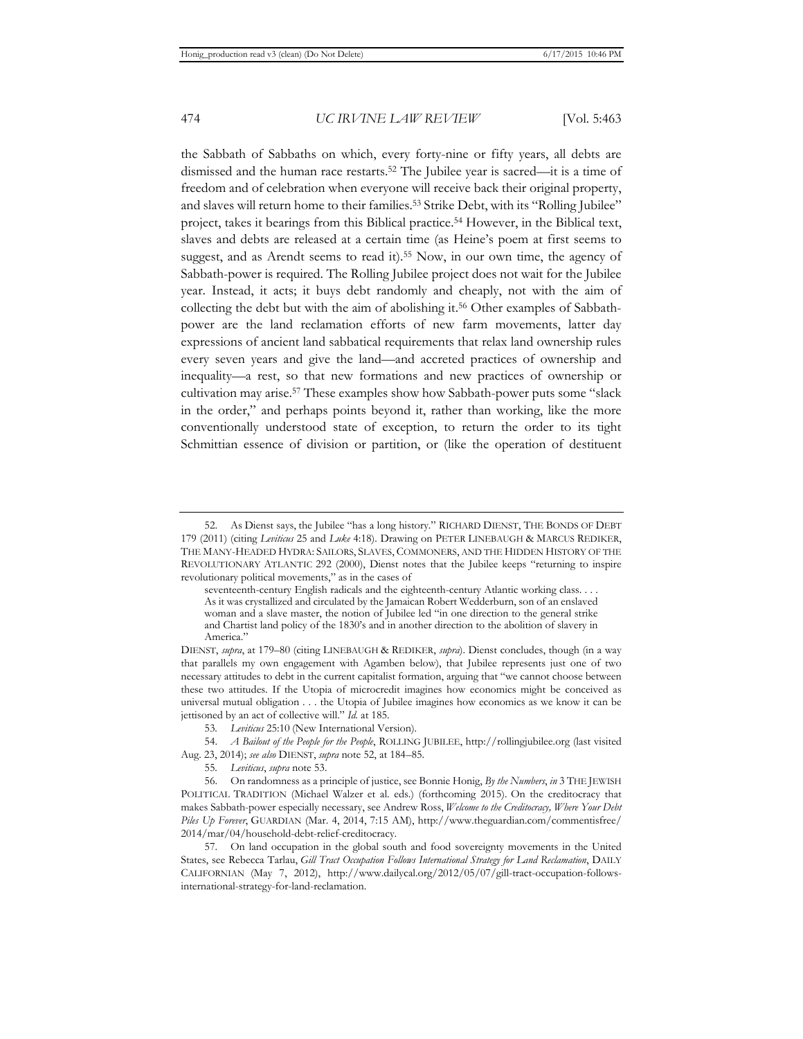the Sabbath of Sabbaths on which, every forty-nine or fifty years, all debts are dismissed and the human race restarts.[52] The Jubilee year is sacred—it is a time of freedom and of celebration when everyone will receive back their original property, and slaves will return home to their families.[53] Strike Debt, with its "Rolling Jubilee" project, takes it bearings from this Biblical practice.[54] However, in the Biblical text, slaves and debts are released at a certain time (as Heine's poem at first seems to suggest, and as Arendt seems to read it).[55] Now, in our own time, the agency of Sabbath-power is required. The Rolling Jubilee project does not wait for the Jubilee year. Instead, it acts; it buys debt randomly and cheaply, not with the aim of collecting the debt but with the aim of abolishing it.[56] Other examples of Sabbath-power are the land reclamation efforts of new farm movements, latter day expressions of ancient land sabbatical requirements that relax land ownership rules every seven years and give the land—and accreted practices of ownership and inequality—a rest, so that new formations and new practices of ownership or cultivation may arise.[57] These examples show how Sabbath-power puts some "slack in the order," and perhaps points beyond it, rather than working, like the more conventionally understood state of exception, to return the order to its tight Schmittian essence of division or partition, or (like the operation of destituent

---

52. As Dienst says, the Jubilee "has a long history." RICHARD DIENST, THE BONDS OF DEBT 179 (2011) (citing *Leviticus* 25 and *Luke* 4:18). Drawing on PETER LINEBAUGH & MARCUS REDIKER, THE MANY-HEADED HYDRA: SAILORS, SLAVES, COMMONERS, AND THE HIDDEN HISTORY OF THE REVOLUTIONARY ATLANTIC 292 (2000), Dienst notes that the Jubilee keeps "returning to inspire revolutionary political movements," as in the cases of

> seventeenth-century English radicals and the eighteenth-century Atlantic working class. . . . As it was crystallized and circulated by the Jamaican Robert Wedderburn, son of an enslaved woman and a slave master, the notion of Jubilee led "in one direction to the general strike and Chartist land policy of the 1830's and in another direction to the abolition of slavery in America."

DIENST, *supra*, at 179–80 (citing LINEBAUGH & REDIKER, *supra*). Dienst concludes, though (in a way that parallels my own engagement with Agamben below), that Jubilee represents just one of two necessary attitudes to debt in the current capitalist formation, arguing that "we cannot choose between these two attitudes. If the Utopia of microcredit imagines how economics might be conceived as universal mutual obligation . . . the Utopia of Jubilee imagines how economics as we know it can be jettisoned by an act of collective will." *Id.* at 185.

53. *Leviticus* 25:10 (New International Version).

54. *A Bailout of the People for the People*, ROLLING JUBILEE, http://rollingjubilee.org (last visited Aug. 23, 2014); *see also* DIENST, *supra* note 52, at 184–85.

55. *Leviticus*, *supra* note 53.

56. On randomness as a principle of justice, see Bonnie Honig, *By the Numbers*, *in* 3 THE JEWISH POLITICAL TRADITION (Michael Walzer et al. eds.) (forthcoming 2015). On the creditocracy that makes Sabbath-power especially necessary, see Andrew Ross, *Welcome to the Creditocracy, Where Your Debt Piles Up Forever*, GUARDIAN (Mar. 4, 2014, 7:15 AM), http://www.theguardian.com/commentisfree/2014/mar/04/household-debt-relief-creditocracy.

57. On land occupation in the global south and food sovereignty movements in the United States, see Rebecca Tarlau, *Gill Tract Occupation Follows International Strategy for Land Reclamation*, DAILY CALIFORNIAN (May 7, 2012), http://www.dailycal.org/2012/05/07/gill-tract-occupation-follows-international-strategy-for-land-reclamation.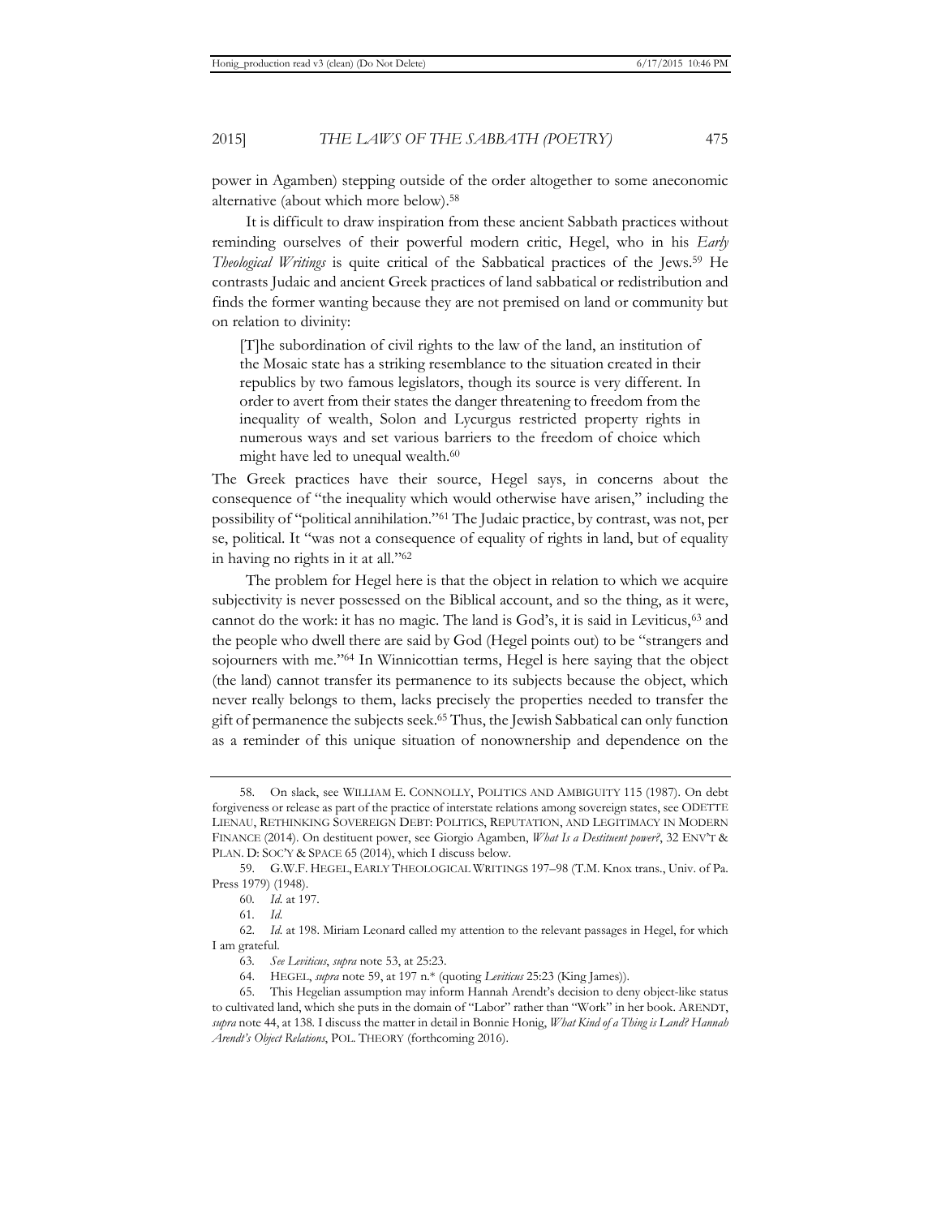power in Agamben) stepping outside of the order altogether to some aneconomic alternative (about which more below).[58]

It is difficult to draw inspiration from these ancient Sabbath practices without reminding ourselves of their powerful modern critic, Hegel, who in his *Early Theological Writings* is quite critical of the Sabbatical practices of the Jews.[59] He contrasts Judaic and ancient Greek practices of land sabbatical or redistribution and finds the former wanting because they are not premised on land or community but on relation to divinity:

> [T]he subordination of civil rights to the law of the land, an institution of the Mosaic state has a striking resemblance to the situation created in their republics by two famous legislators, though its source is very different. In order to avert from their states the danger threatening to freedom from the inequality of wealth, Solon and Lycurgus restricted property rights in numerous ways and set various barriers to the freedom of choice which might have led to unequal wealth.[60]

The Greek practices have their source, Hegel says, in concerns about the consequence of "the inequality which would otherwise have arisen," including the possibility of "political annihilation."[61] The Judaic practice, by contrast, was not, per se, political. It "was not a consequence of equality of rights in land, but of equality in having no rights in it at all."[62]

The problem for Hegel here is that the object in relation to which we acquire subjectivity is never possessed on the Biblical account, and so the thing, as it were, cannot do the work: it has no magic. The land is God's, it is said in Leviticus,[63] and the people who dwell there are said by God (Hegel points out) to be "strangers and sojourners with me."[64] In Winnicottian terms, Hegel is here saying that the object (the land) cannot transfer its permanence to its subjects because the object, which never really belongs to them, lacks precisely the properties needed to transfer the gift of permanence the subjects seek.[65] Thus, the Jewish Sabbatical can only function as a reminder of this unique situation of nonownership and dependence on the

---

58. On slack, see WILLIAM E. CONNOLLY, POLITICS AND AMBIGUITY 115 (1987). On debt forgiveness or release as part of the practice of interstate relations among sovereign states, see ODETTE LIENAU, RETHINKING SOVEREIGN DEBT: POLITICS, REPUTATION, AND LEGITIMACY IN MODERN FINANCE (2014). On destituent power, see Giorgio Agamben, *What Is a Destituent power?*, 32 ENV'T & PLAN. D: SOC'Y & SPACE 65 (2014), which I discuss below.

59. G.W.F. HEGEL, EARLY THEOLOGICAL WRITINGS 197–98 (T.M. Knox trans., Univ. of Pa. Press 1979) (1948).

60. *Id.* at 197.

61. *Id.*

62. *Id.* at 198. Miriam Leonard called my attention to the relevant passages in Hegel, for which I am grateful.

63. *See Leviticus*, *supra* note 53, at 25:23.

64. HEGEL, *supra* note 59, at 197 n.* (quoting *Leviticus* 25:23 (King James)).

65. This Hegelian assumption may inform Hannah Arendt's decision to deny object-like status to cultivated land, which she puts in the domain of "Labor" rather than "Work" in her book. ARENDT, *supra* note 44, at 138. I discuss the matter in detail in Bonnie Honig, *What Kind of a Thing is Land? Hannah Arendt's Object Relations*, POL. THEORY (forthcoming 2016).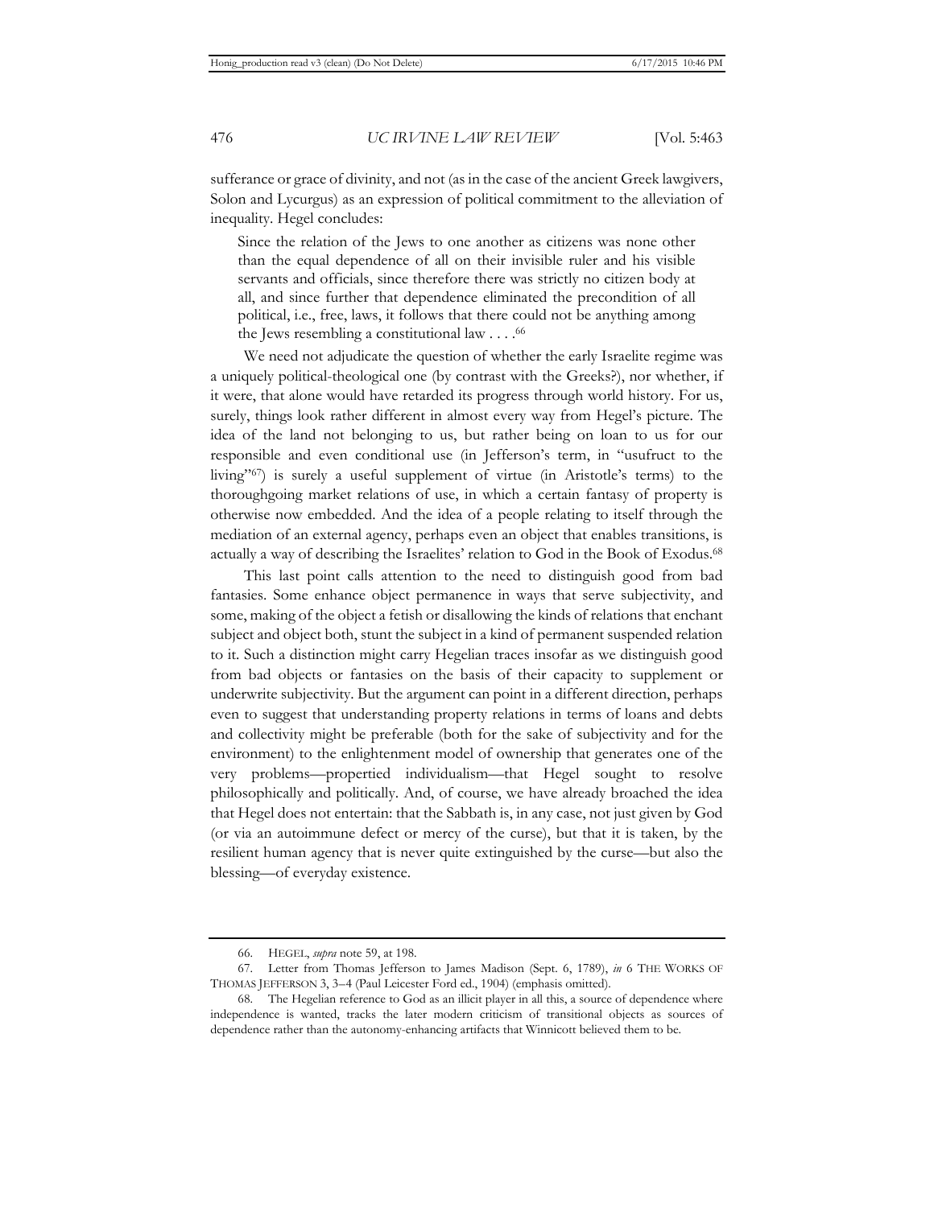sufferance or grace of divinity, and not (as in the case of the ancient Greek lawgivers, Solon and Lycurgus) as an expression of political commitment to the alleviation of inequality. Hegel concludes:

> Since the relation of the Jews to one another as citizens was none other than the equal dependence of all on their invisible ruler and his visible servants and officials, since therefore there was strictly no citizen body at all, and since further that dependence eliminated the precondition of all political, i.e., free, laws, it follows that there could not be anything among the Jews resembling a constitutional law . . . .[66]

We need not adjudicate the question of whether the early Israelite regime was a uniquely political-theological one (by contrast with the Greeks?), nor whether, if it were, that alone would have retarded its progress through world history. For us, surely, things look rather different in almost every way from Hegel's picture. The idea of the land not belonging to us, but rather being on loan to us for our responsible and even conditional use (in Jefferson's term, in "usufruct to the living"[67]) is surely a useful supplement of virtue (in Aristotle's terms) to the thoroughgoing market relations of use, in which a certain fantasy of property is otherwise now embedded. And the idea of a people relating to itself through the mediation of an external agency, perhaps even an object that enables transitions, is actually a way of describing the Israelites' relation to God in the Book of Exodus.[68]

This last point calls attention to the need to distinguish good from bad fantasies. Some enhance object permanence in ways that serve subjectivity, and some, making of the object a fetish or disallowing the kinds of relations that enchant subject and object both, stunt the subject in a kind of permanent suspended relation to it. Such a distinction might carry Hegelian traces insofar as we distinguish good from bad objects or fantasies on the basis of their capacity to supplement or underwrite subjectivity. But the argument can point in a different direction, perhaps even to suggest that understanding property relations in terms of loans and debts and collectivity might be preferable (both for the sake of subjectivity and for the environment) to the enlightenment model of ownership that generates one of the very problems—propertied individualism—that Hegel sought to resolve philosophically and politically. And, of course, we have already broached the idea that Hegel does not entertain: that the Sabbath is, in any case, not just given by God (or via an autoimmune defect or mercy of the curse), but that it is taken, by the resilient human agency that is never quite extinguished by the curse—but also the blessing—of everyday existence.

---

66. HEGEL, *supra* note 59, at 198.

67. Letter from Thomas Jefferson to James Madison (Sept. 6, 1789), *in* 6 THE WORKS OF THOMAS JEFFERSON 3, 3–4 (Paul Leicester Ford ed., 1904) (emphasis omitted).

68. The Hegelian reference to God as an illicit player in all this, a source of dependence where independence is wanted, tracks the later modern criticism of transitional objects as sources of dependence rather than the autonomy-enhancing artifacts that Winnicott believed them to be.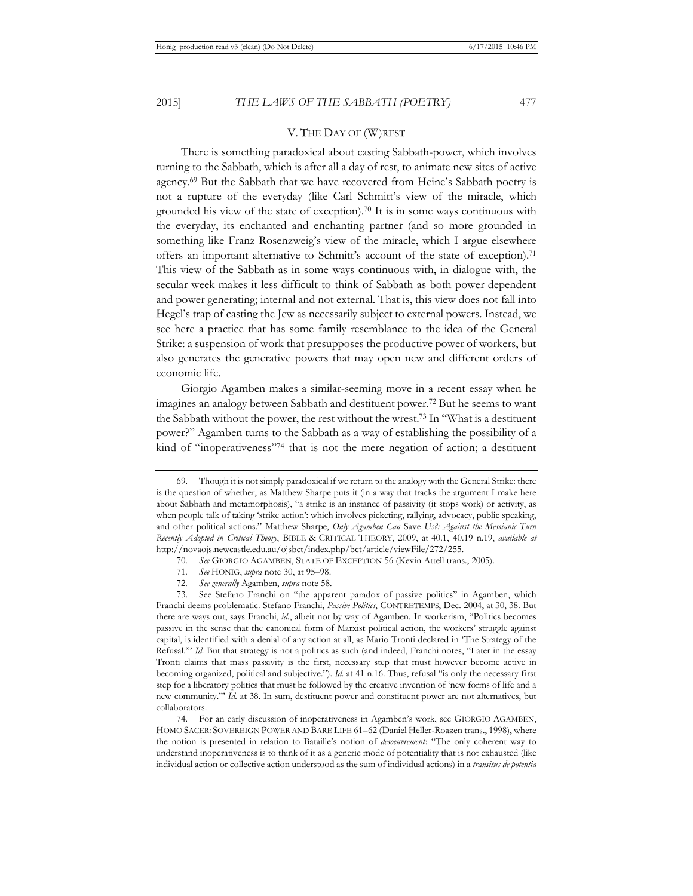## V. THE DAY OF (W)REST

There is something paradoxical about casting Sabbath-power, which involves turning to the Sabbath, which is after all a day of rest, to animate new sites of active agency.[69] But the Sabbath that we have recovered from Heine's Sabbath poetry is not a rupture of the everyday (like Carl Schmitt's view of the miracle, which grounded his view of the state of exception).[70] It is in some ways continuous with the everyday, its enchanted and enchanting partner (and so more grounded in something like Franz Rosenzweig's view of the miracle, which I argue elsewhere offers an important alternative to Schmitt's account of the state of exception).[71] This view of the Sabbath as in some ways continuous with, in dialogue with, the secular week makes it less difficult to think of Sabbath as both power dependent and power generating; internal and not external. That is, this view does not fall into Hegel's trap of casting the Jew as necessarily subject to external powers. Instead, we see here a practice that has some family resemblance to the idea of the General Strike: a suspension of work that presupposes the productive power of workers, but also generates the generative powers that may open new and different orders of economic life.

Giorgio Agamben makes a similar-seeming move in a recent essay when he imagines an analogy between Sabbath and destituent power.[72] But he seems to want the Sabbath without the power, the rest without the wrest.[73] In "What is a destituent power?" Agamben turns to the Sabbath as a way of establishing the possibility of a kind of "inoperativeness"[74] that is not the mere negation of action; a destituent

---

69. Though it is not simply paradoxical if we return to the analogy with the General Strike: there is the question of whether, as Matthew Sharpe puts it (in a way that tracks the argument I make here about Sabbath and metamorphosis), "a strike is an instance of passivity (it stops work) or activity, as when people talk of taking 'strike action': which involves picketing, rallying, advocacy, public speaking, and other political actions." Matthew Sharpe, *Only Agamben Can* Save *Us?: Against the Messianic Turn Recently Adopted in Critical Theory*, BIBLE & CRITICAL THEORY, 2009, at 40.1, 40.19 n.19, *available at* http://novaojs.newcastle.edu.au/ojsbct/index.php/bct/article/viewFile/272/255.

70. *See* GIORGIO AGAMBEN, STATE OF EXCEPTION 56 (Kevin Attell trans., 2005).

71. *See* HONIG, *supra* note 30, at 95–98.

72. *See generally* Agamben, *supra* note 58.

73. See Stefano Franchi on "the apparent paradox of passive politics" in Agamben, which Franchi deems problematic. Stefano Franchi, *Passive Politics*, CONTRETEMPS, Dec. 2004, at 30, 38. But there are ways out, says Franchi, *id.*, albeit not by way of Agamben. In workerism, "Politics becomes passive in the sense that the canonical form of Marxist political action, the workers' struggle against capital, is identified with a denial of any action at all, as Mario Tronti declared in 'The Strategy of the Refusal.'" *Id.* But that strategy is not a politics as such (and indeed, Franchi notes, "Later in the essay Tronti claims that mass passivity is the first, necessary step that must however become active in becoming organized, political and subjective."). *Id.* at 41 n.16. Thus, refusal "is only the necessary first step for a liberatory politics that must be followed by the creative invention of 'new forms of life and a new community.'" *Id.* at 38. In sum, destituent power and constituent power are not alternatives, but collaborators.

74. For an early discussion of inoperativeness in Agamben's work, see GIORGIO AGAMBEN, HOMO SACER: SOVEREIGN POWER AND BARE LIFE 61–62 (Daniel Heller-Roazen trans., 1998), where the notion is presented in relation to Bataille's notion of *desoeuvrement*: "The only coherent way to understand inoperativeness is to think of it as a generic mode of potentiality that is not exhausted (like individual action or collective action understood as the sum of individual actions) in a *transitus de potentia*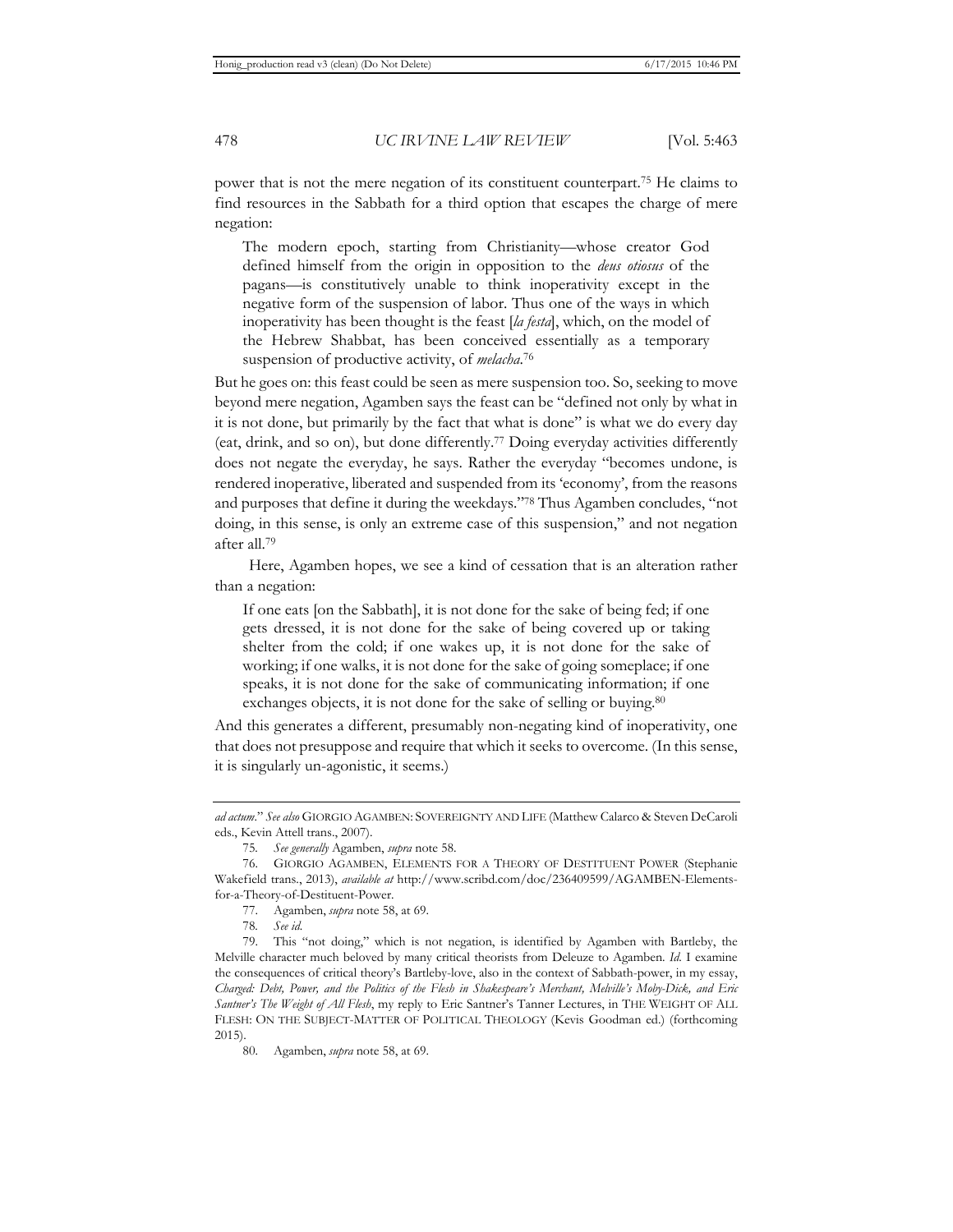power that is not the mere negation of its constituent counterpart.[75] He claims to find resources in the Sabbath for a third option that escapes the charge of mere negation:

> The modern epoch, starting from Christianity—whose creator God defined himself from the origin in opposition to the *deus otiosus* of the pagans—is constitutively unable to think inoperativity except in the negative form of the suspension of labor. Thus one of the ways in which inoperativity has been thought is the feast [*la festa*], which, on the model of the Hebrew Shabbat, has been conceived essentially as a temporary suspension of productive activity, of *melacha*.[76]

But he goes on: this feast could be seen as mere suspension too. So, seeking to move beyond mere negation, Agamben says the feast can be "defined not only by what in it is not done, but primarily by the fact that what is done" is what we do every day (eat, drink, and so on), but done differently.[77] Doing everyday activities differently does not negate the everyday, he says. Rather the everyday "becomes undone, is rendered inoperative, liberated and suspended from its 'economy', from the reasons and purposes that define it during the weekdays."[78] Thus Agamben concludes, "not doing, in this sense, is only an extreme case of this suspension," and not negation after all.[79]

Here, Agamben hopes, we see a kind of cessation that is an alteration rather than a negation:

> If one eats [on the Sabbath], it is not done for the sake of being fed; if one gets dressed, it is not done for the sake of being covered up or taking shelter from the cold; if one wakes up, it is not done for the sake of working; if one walks, it is not done for the sake of going someplace; if one speaks, it is not done for the sake of communicating information; if one exchanges objects, it is not done for the sake of selling or buying.[80]

And this generates a different, presumably non-negating kind of inoperativity, one that does not presuppose and require that which it seeks to overcome. (In this sense, it is singularly un-agonistic, it seems.)

---

*ad actum*." *See also* GIORGIO AGAMBEN: SOVEREIGNTY AND LIFE (Matthew Calarco & Steven DeCaroli eds., Kevin Attell trans., 2007).

75. *See generally* Agamben, *supra* note 58.

76. GIORGIO AGAMBEN, ELEMENTS FOR A THEORY OF DESTITUENT POWER (Stephanie Wakefield trans., 2013), *available at* http://www.scribd.com/doc/236409599/AGAMBEN-Elements-for-a-Theory-of-Destituent-Power.

77. Agamben, *supra* note 58, at 69.

78. *See id.*

79. This "not doing," which is not negation, is identified by Agamben with Bartleby, the Melville character much beloved by many critical theorists from Deleuze to Agamben. *Id.* I examine the consequences of critical theory's Bartleby-love, also in the context of Sabbath-power, in my essay, *Charged: Debt, Power, and the Politics of the Flesh in Shakespeare's Merchant, Melville's Moby-Dick, and Eric Santner's The Weight of All Flesh*, my reply to Eric Santner's Tanner Lectures, in THE WEIGHT OF ALL FLESH: ON THE SUBJECT-MATTER OF POLITICAL THEOLOGY (Kevis Goodman ed.) (forthcoming 2015).

80. Agamben, *supra* note 58, at 69.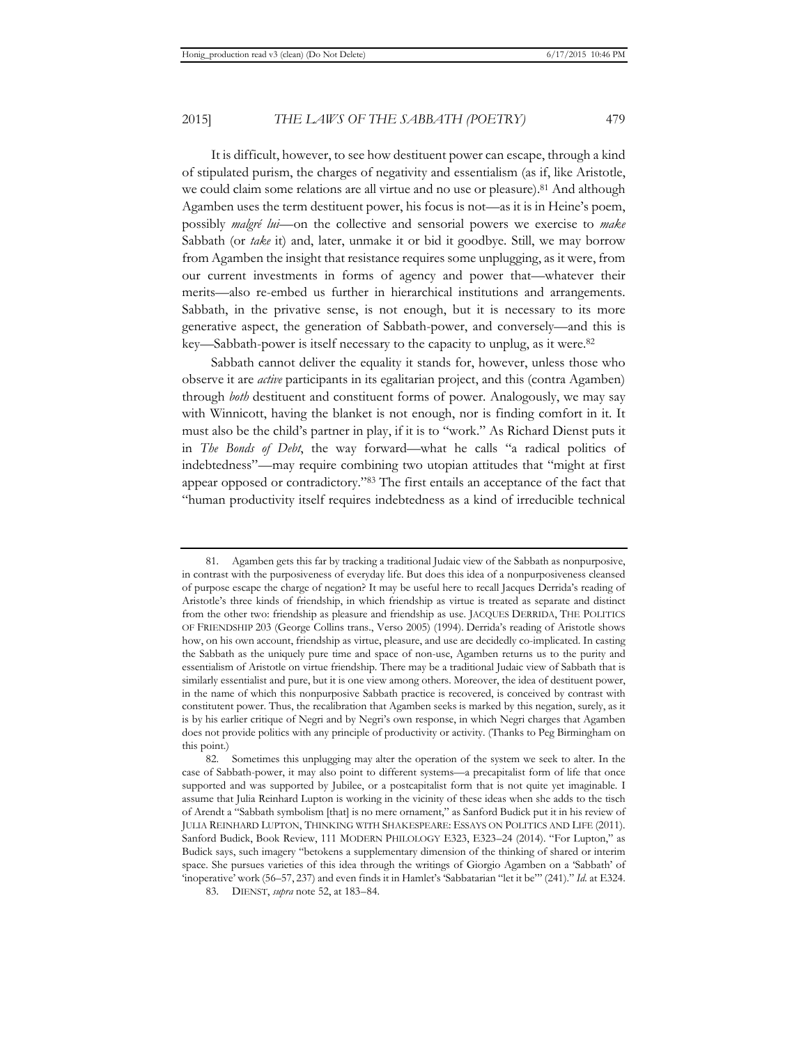It is difficult, however, to see how destituent power can escape, through a kind of stipulated purism, the charges of negativity and essentialism (as if, like Aristotle, we could claim some relations are all virtue and no use or pleasure).[81] And although Agamben uses the term destituent power, his focus is not—as it is in Heine's poem, possibly *malgré lui*—on the collective and sensorial powers we exercise to *make* Sabbath (or *take* it) and, later, unmake it or bid it goodbye. Still, we may borrow from Agamben the insight that resistance requires some unplugging, as it were, from our current investments in forms of agency and power that—whatever their merits—also re-embed us further in hierarchical institutions and arrangements. Sabbath, in the privative sense, is not enough, but it is necessary to its more generative aspect, the generation of Sabbath-power, and conversely—and this is key—Sabbath-power is itself necessary to the capacity to unplug, as it were.[82]

Sabbath cannot deliver the equality it stands for, however, unless those who observe it are *active* participants in its egalitarian project, and this (contra Agamben) through *both* destituent and constituent forms of power. Analogously, we may say with Winnicott, having the blanket is not enough, nor is finding comfort in it. It must also be the child's partner in play, if it is to "work." As Richard Dienst puts it in *The Bonds of Debt*, the way forward—what he calls "a radical politics of indebtedness"—may require combining two utopian attitudes that "might at first appear opposed or contradictory."[83] The first entails an acceptance of the fact that "human productivity itself requires indebtedness as a kind of irreducible technical

---

81. Agamben gets this far by tracking a traditional Judaic view of the Sabbath as nonpurposive, in contrast with the purposiveness of everyday life. But does this idea of a nonpurposiveness cleansed of purpose escape the charge of negation? It may be useful here to recall Jacques Derrida's reading of Aristotle's three kinds of friendship, in which friendship as virtue is treated as separate and distinct from the other two: friendship as pleasure and friendship as use. JACQUES DERRIDA, THE POLITICS OF FRIENDSHIP 203 (George Collins trans., Verso 2005) (1994). Derrida's reading of Aristotle shows how, on his own account, friendship as virtue, pleasure, and use are decidedly co-implicated. In casting the Sabbath as the uniquely pure time and space of non-use, Agamben returns us to the purity and essentialism of Aristotle on virtue friendship. There may be a traditional Judaic view of Sabbath that is similarly essentialist and pure, but it is one view among others. Moreover, the idea of destituent power, in the name of which this nonpurposive Sabbath practice is recovered, is conceived by contrast with constitutent power. Thus, the recalibration that Agamben seeks is marked by this negation, surely, as it is by his earlier critique of Negri and by Negri's own response, in which Negri charges that Agamben does not provide politics with any principle of productivity or activity. (Thanks to Peg Birmingham on this point.)

82. Sometimes this unplugging may alter the operation of the system we seek to alter. In the case of Sabbath-power, it may also point to different systems—a precapitalist form of life that once supported and was supported by Jubilee, or a postcapitalist form that is not quite yet imaginable. I assume that Julia Reinhard Lupton is working in the vicinity of these ideas when she adds to the tisch of Arendt a "Sabbath symbolism [that] is no mere ornament," as Sanford Budick put it in his review of JULIA REINHARD LUPTON, THINKING WITH SHAKESPEARE: ESSAYS ON POLITICS AND LIFE (2011). Sanford Budick, Book Review, 111 MODERN PHILOLOGY E323, E323–24 (2014). "For Lupton," as Budick says, such imagery "betokens a supplementary dimension of the thinking of shared or interim space. She pursues varieties of this idea through the writings of Giorgio Agamben on a 'Sabbath' of 'inoperative' work (56–57, 237) and even finds it in Hamlet's 'Sabbatarian "let it be"' (241)." *Id.* at E324.

83. DIENST, *supra* note 52, at 183–84.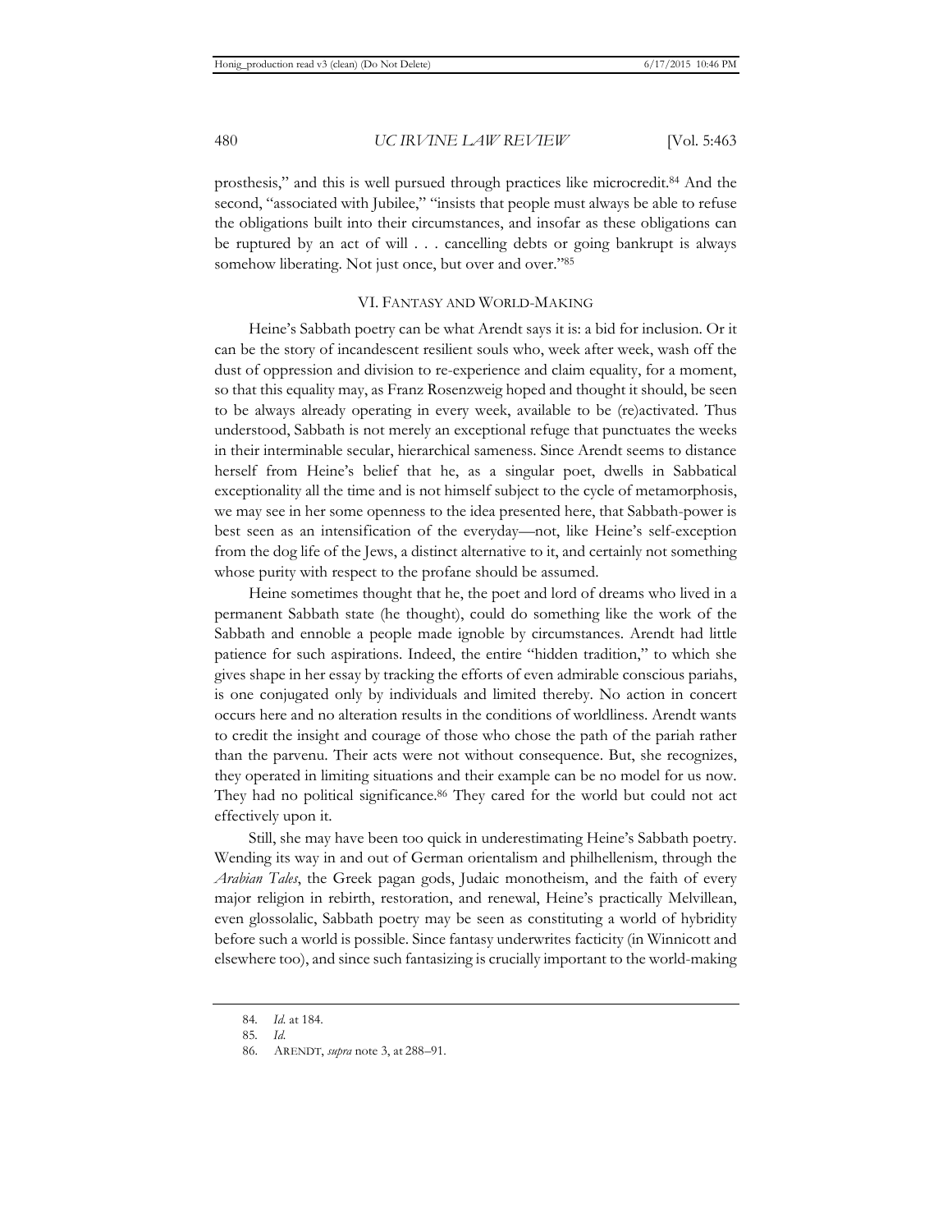prosthesis," and this is well pursued through practices like microcredit.[84] And the second, "associated with Jubilee," "insists that people must always be able to refuse the obligations built into their circumstances, and insofar as these obligations can be ruptured by an act of will . . . cancelling debts or going bankrupt is always somehow liberating. Not just once, but over and over."[85]

## VI. FANTASY AND WORLD-MAKING

Heine's Sabbath poetry can be what Arendt says it is: a bid for inclusion. Or it can be the story of incandescent resilient souls who, week after week, wash off the dust of oppression and division to re-experience and claim equality, for a moment, so that this equality may, as Franz Rosenzweig hoped and thought it should, be seen to be always already operating in every week, available to be (re)activated. Thus understood, Sabbath is not merely an exceptional refuge that punctuates the weeks in their interminable secular, hierarchical sameness. Since Arendt seems to distance herself from Heine's belief that he, as a singular poet, dwells in Sabbatical exceptionality all the time and is not himself subject to the cycle of metamorphosis, we may see in her some openness to the idea presented here, that Sabbath-power is best seen as an intensification of the everyday—not, like Heine's self-exception from the dog life of the Jews, a distinct alternative to it, and certainly not something whose purity with respect to the profane should be assumed.

Heine sometimes thought that he, the poet and lord of dreams who lived in a permanent Sabbath state (he thought), could do something like the work of the Sabbath and ennoble a people made ignoble by circumstances. Arendt had little patience for such aspirations. Indeed, the entire "hidden tradition," to which she gives shape in her essay by tracking the efforts of even admirable conscious pariahs, is one conjugated only by individuals and limited thereby. No action in concert occurs here and no alteration results in the conditions of worldliness. Arendt wants to credit the insight and courage of those who chose the path of the pariah rather than the parvenu. Their acts were not without consequence. But, she recognizes, they operated in limiting situations and their example can be no model for us now. They had no political significance.[86] They cared for the world but could not act effectively upon it.

Still, she may have been too quick in underestimating Heine's Sabbath poetry. Wending its way in and out of German orientalism and philhellenism, through the *Arabian Tales*, the Greek pagan gods, Judaic monotheism, and the faith of every major religion in rebirth, restoration, and renewal, Heine's practically Melvillean, even glossolalic, Sabbath poetry may be seen as constituting a world of hybridity before such a world is possible. Since fantasy underwrites facticity (in Winnicott and elsewhere too), and since such fantasizing is crucially important to the world-making

---

84. *Id.* at 184.

85. *Id.*

86. ARENDT, *supra* note 3, at 288–91.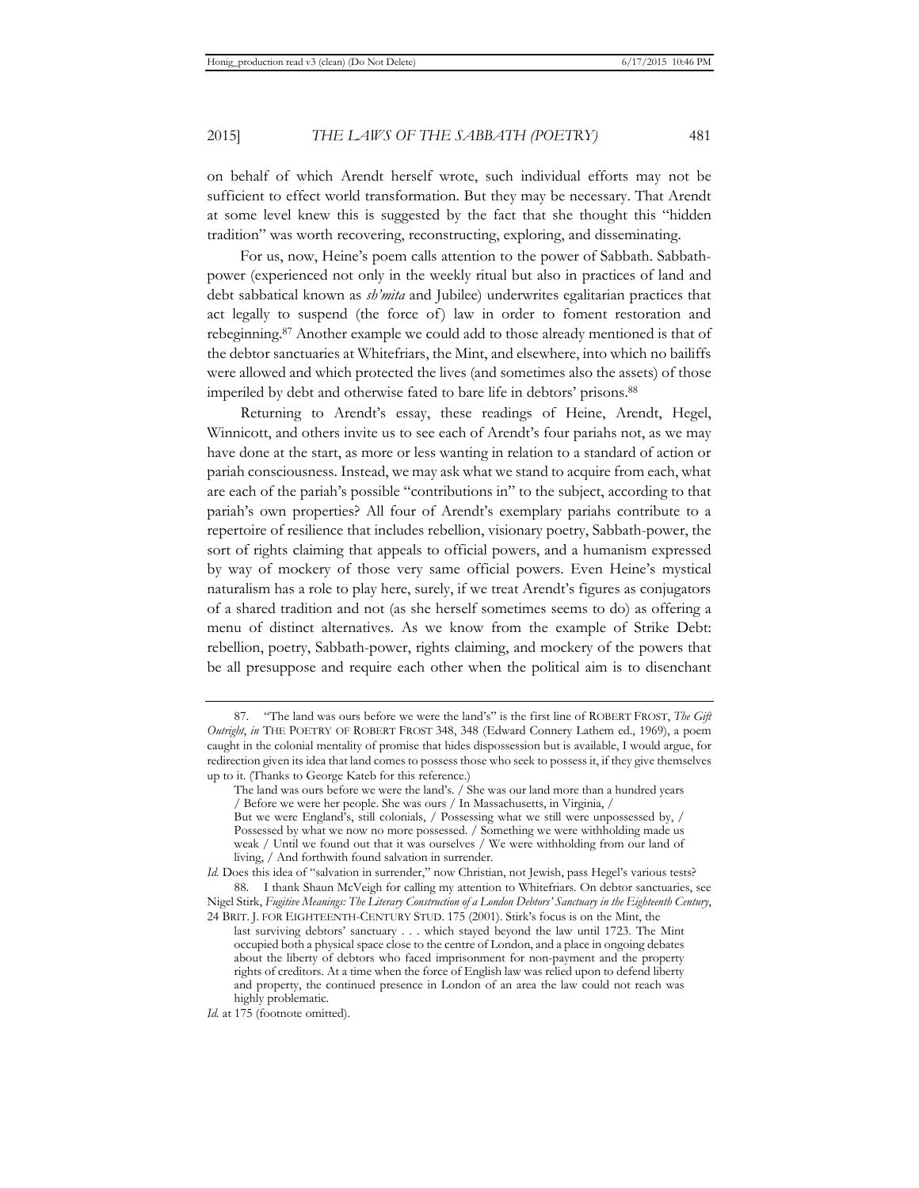on behalf of which Arendt herself wrote, such individual efforts may not be sufficient to effect world transformation. But they may be necessary. That Arendt at some level knew this is suggested by the fact that she thought this "hidden tradition" was worth recovering, reconstructing, exploring, and disseminating.

For us, now, Heine's poem calls attention to the power of Sabbath. Sabbath-power (experienced not only in the weekly ritual but also in practices of land and debt sabbatical known as *sh'mita* and Jubilee) underwrites egalitarian practices that act legally to suspend (the force of) law in order to foment restoration and rebeginning.[87] Another example we could add to those already mentioned is that of the debtor sanctuaries at Whitefriars, the Mint, and elsewhere, into which no bailiffs were allowed and which protected the lives (and sometimes also the assets) of those imperiled by debt and otherwise fated to bare life in debtors' prisons.[88]

Returning to Arendt's essay, these readings of Heine, Arendt, Hegel, Winnicott, and others invite us to see each of Arendt's four pariahs not, as we may have done at the start, as more or less wanting in relation to a standard of action or pariah consciousness. Instead, we may ask what we stand to acquire from each, what are each of the pariah's possible "contributions in" to the subject, according to that pariah's own properties? All four of Arendt's exemplary pariahs contribute to a repertoire of resilience that includes rebellion, visionary poetry, Sabbath-power, the sort of rights claiming that appeals to official powers, and a humanism expressed by way of mockery of those very same official powers. Even Heine's mystical naturalism has a role to play here, surely, if we treat Arendt's figures as conjugators of a shared tradition and not (as she herself sometimes seems to do) as offering a menu of distinct alternatives. As we know from the example of Strike Debt: rebellion, poetry, Sabbath-power, rights claiming, and mockery of the powers that be all presuppose and require each other when the political aim is to disenchant

---

87. "The land was ours before we were the land's" is the first line of ROBERT FROST, *The Gift Outright*, *in* THE POETRY OF ROBERT FROST 348, 348 (Edward Connery Lathem ed., 1969), a poem caught in the colonial mentality of promise that hides dispossession but is available, I would argue, for redirection given its idea that land comes to possess those who seek to possess it, if they give themselves up to it. (Thanks to George Kateb for this reference.)

> The land was ours before we were the land's. / She was our land more than a hundred years / Before we were her people. She was ours / In Massachusetts, in Virginia, /
> But we were England's, still colonials, / Possessing what we still were unpossessed by, / Possessed by what we now no more possessed. / Something we were withholding made us weak / Until we found out that it was ourselves / We were withholding from our land of living, / And forthwith found salvation in surrender.

*Id.* Does this idea of "salvation in surrender," now Christian, not Jewish, pass Hegel's various tests?

88. I thank Shaun McVeigh for calling my attention to Whitefriars. On debtor sanctuaries, see Nigel Stirk, *Fugitive Meanings: The Literary Construction of a London Debtors' Sanctuary in the Eighteenth Century*, 24 BRIT. J. FOR EIGHTEENTH-CENTURY STUD. 175 (2001). Stirk's focus is on the Mint, the

> last surviving debtors' sanctuary . . . which stayed beyond the law until 1723. The Mint occupied both a physical space close to the centre of London, and a place in ongoing debates about the liberty of debtors who faced imprisonment for non-payment and the property rights of creditors. At a time when the force of English law was relied upon to defend liberty and property, the continued presence in London of an area the law could not reach was highly problematic.

*Id.* at 175 (footnote omitted).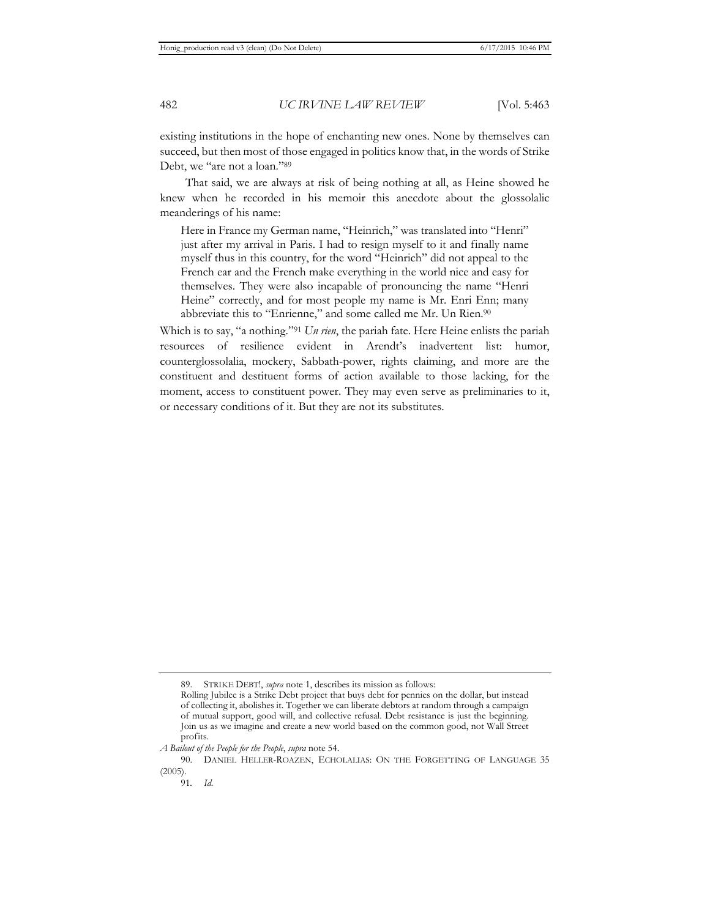existing institutions in the hope of enchanting new ones. None by themselves can succeed, but then most of those engaged in politics know that, in the words of Strike Debt, we "are not a loan."[89]

That said, we are always at risk of being nothing at all, as Heine showed he knew when he recorded in his memoir this anecdote about the glossolalic meanderings of his name:

> Here in France my German name, "Heinrich," was translated into "Henri" just after my arrival in Paris. I had to resign myself to it and finally name myself thus in this country, for the word "Heinrich" did not appeal to the French ear and the French make everything in the world nice and easy for themselves. They were also incapable of pronouncing the name "Henri Heine" correctly, and for most people my name is Mr. Enri Enn; many abbreviate this to "Enrienne," and some called me Mr. Un Rien.[90]

Which is to say, "a nothing."[91] *Un rien*, the pariah fate. Here Heine enlists the pariah resources of resilience evident in Arendt's inadvertent list: humor, counterglossolalia, mockery, Sabbath-power, rights claiming, and more are the constituent and destituent forms of action available to those lacking, for the moment, access to constituent power. They may even serve as preliminaries to it, or necessary conditions of it. But they are not its substitutes.

---

89. STRIKE DEBT!, *supra* note 1, describes its mission as follows:

> Rolling Jubilee is a Strike Debt project that buys debt for pennies on the dollar, but instead of collecting it, abolishes it. Together we can liberate debtors at random through a campaign of mutual support, good will, and collective refusal. Debt resistance is just the beginning. Join us as we imagine and create a new world based on the common good, not Wall Street profits.

*A Bailout of the People for the People*, *supra* note 54.

90. DANIEL HELLER-ROAZEN, ECHOLALIAS: ON THE FORGETTING OF LANGUAGE 35 (2005).

91. *Id.*